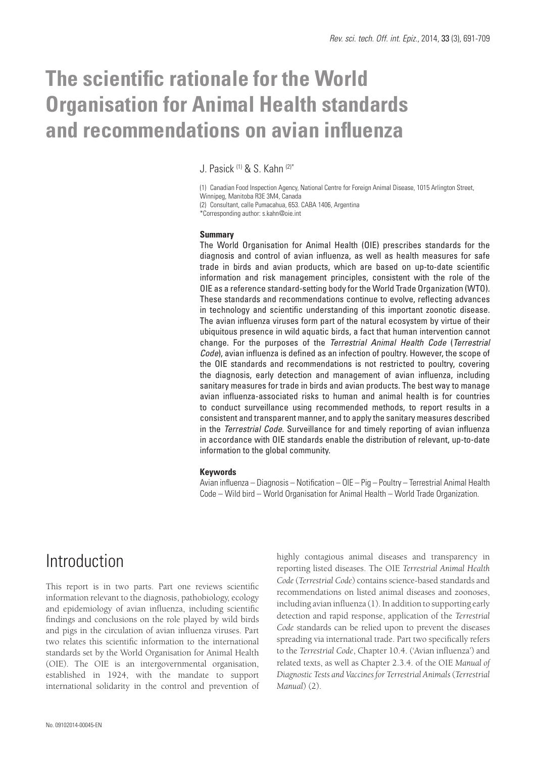# The scientific rationale for the World Organisation for Animal Health standards and recommendations on avian influenza

J. Pasick [(1)] & S. Kahn [(2)*]

(1) Canadian Food Inspection Agency, National Centre for Foreign Animal Disease, 1015 Arlington Street, Winnipeg, Manitoba R3E 3M4, Canada

(2) Consultant, calle Pumacahua, 653. CABA 1406, Argentina

*Corresponding author: s.kahn@oie.int

**Summary**

The World Organisation for Animal Health (OIE) prescribes standards for the diagnosis and control of avian influenza, as well as health measures for safe trade in birds and avian products, which are based on up-to-date scientific information and risk management principles, consistent with the role of the OIE as a reference standard-setting body for the World Trade Organization (WTO). These standards and recommendations continue to evolve, reflecting advances in technology and scientific understanding of this important zoonotic disease. The avian influenza viruses form part of the natural ecosystem by virtue of their ubiquitous presence in wild aquatic birds, a fact that human intervention cannot change. For the purposes of the *Terrestrial Animal Health Code* (*Terrestrial Code*), avian influenza is defined as an infection of poultry. However, the scope of the OIE standards and recommendations is not restricted to poultry, covering the diagnosis, early detection and management of avian influenza, including sanitary measures for trade in birds and avian products. The best way to manage avian influenza-associated risks to human and animal health is for countries to conduct surveillance using recommended methods, to report results in a consistent and transparent manner, and to apply the sanitary measures described in the *Terrestrial Code*. Surveillance for and timely reporting of avian influenza in accordance with OIE standards enable the distribution of relevant, up-to-date information to the global community.

**Keywords**

Avian influenza – Diagnosis – Notification – OIE – Pig – Poultry – Terrestrial Animal Health Code – Wild bird – World Organisation for Animal Health – World Trade Organization.

## Introduction

This report is in two parts. Part one reviews scientific information relevant to the diagnosis, pathobiology, ecology and epidemiology of avian influenza, including scientific findings and conclusions on the role played by wild birds and pigs in the circulation of avian influenza viruses. Part two relates this scientific information to the international standards set by the World Organisation for Animal Health (OIE). The OIE is an intergovernmental organisation, established in 1924, with the mandate to support international solidarity in the control and prevention of highly contagious animal diseases and transparency in reporting listed diseases. The OIE *Terrestrial Animal Health Code* (*Terrestrial Code*) contains science-based standards and recommendations on listed animal diseases and zoonoses, including avian influenza (1). In addition to supporting early detection and rapid response, application of the *Terrestrial Code* standards can be relied upon to prevent the diseases spreading via international trade. Part two specifically refers to the *Terrestrial Code*, Chapter 10.4. ('Avian influenza') and related texts, as well as Chapter 2.3.4. of the OIE *Manual of Diagnostic Tests and Vaccines for Terrestrial Animals* (*Terrestrial Manual*) (2).

No. 09102014-00045-EN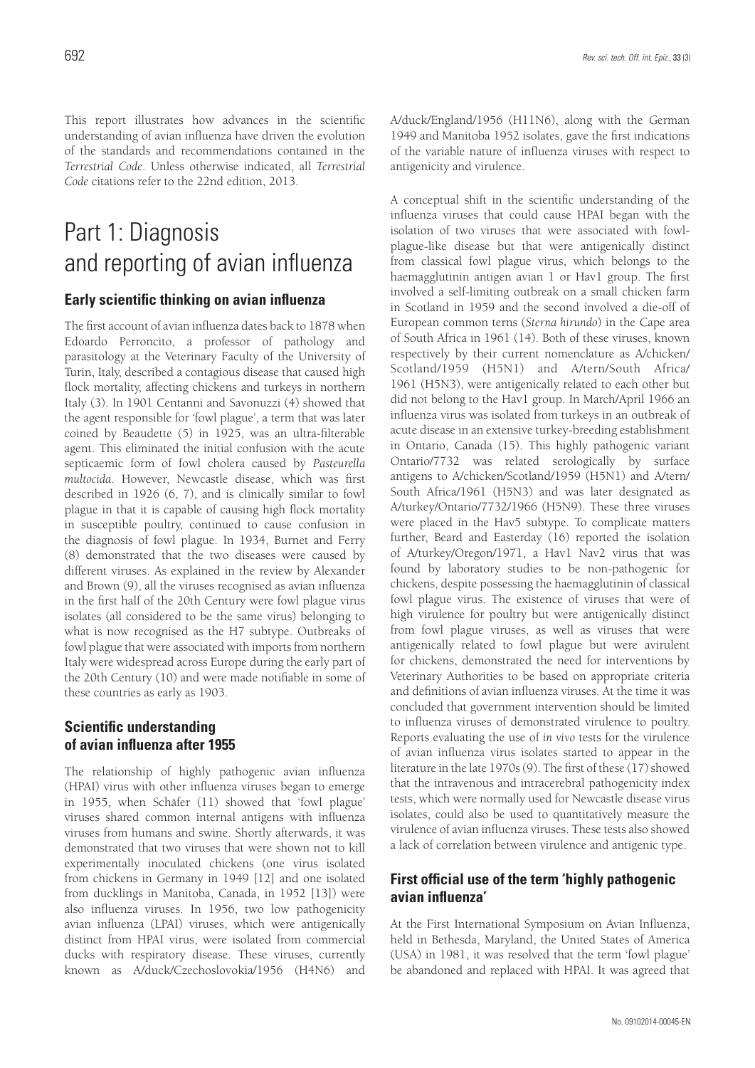This report illustrates how advances in the scientific understanding of avian influenza have driven the evolution of the standards and recommendations contained in the *Terrestrial Code*. Unless otherwise indicated, all *Terrestrial Code* citations refer to the 22nd edition, 2013.

# Part 1: Diagnosis and reporting of avian influenza

## Early scientific thinking on avian influenza

The first account of avian influenza dates back to 1878 when Edoardo Perroncito, a professor of pathology and parasitology at the Veterinary Faculty of the University of Turin, Italy, described a contagious disease that caused high flock mortality, affecting chickens and turkeys in northern Italy (3). In 1901 Centanni and Savonuzzi (4) showed that the agent responsible for 'fowl plague', a term that was later coined by Beaudette (5) in 1925, was an ultra-filterable agent. This eliminated the initial confusion with the acute septicaemic form of fowl cholera caused by *Pasteurella multocida*. However, Newcastle disease, which was first described in 1926 (6, 7), and is clinically similar to fowl plague in that it is capable of causing high flock mortality in susceptible poultry, continued to cause confusion in the diagnosis of fowl plague. In 1934, Burnet and Ferry (8) demonstrated that the two diseases were caused by different viruses. As explained in the review by Alexander and Brown (9), all the viruses recognised as avian influenza in the first half of the 20th Century were fowl plague virus isolates (all considered to be the same virus) belonging to what is now recognised as the H7 subtype. Outbreaks of fowl plague that were associated with imports from northern Italy were widespread across Europe during the early part of the 20th Century (10) and were made notifiable in some of these countries as early as 1903.

## Scientific understanding of avian influenza after 1955

The relationship of highly pathogenic avian influenza (HPAI) virus with other influenza viruses began to emerge in 1955, when Schäfer (11) showed that 'fowl plague' viruses shared common internal antigens with influenza viruses from humans and swine. Shortly afterwards, it was demonstrated that two viruses that were shown not to kill experimentally inoculated chickens (one virus isolated from chickens in Germany in 1949 [12] and one isolated from ducklings in Manitoba, Canada, in 1952 [13]) were also influenza viruses. In 1956, two low pathogenicity avian influenza (LPAI) viruses, which were antigenically distinct from HPAI virus, were isolated from commercial ducks with respiratory disease. These viruses, currently known as A/duck/Czechoslovokia/1956 (H4N6) and A/duck/England/1956 (H11N6), along with the German 1949 and Manitoba 1952 isolates, gave the first indications of the variable nature of influenza viruses with respect to antigenicity and virulence.

A conceptual shift in the scientific understanding of the influenza viruses that could cause HPAI began with the isolation of two viruses that were associated with fowl-plague-like disease but that were antigenically distinct from classical fowl plague virus, which belongs to the haemagglutinin antigen avian 1 or Hav1 group. The first involved a self-limiting outbreak on a small chicken farm in Scotland in 1959 and the second involved a die-off of European common terns (*Sterna hirundo*) in the Cape area of South Africa in 1961 (14). Both of these viruses, known respectively by their current nomenclature as A/chicken/Scotland/1959 (H5N1) and A/tern/South Africa/1961 (H5N3), were antigenically related to each other but did not belong to the Hav1 group. In March/April 1966 an influenza virus was isolated from turkeys in an outbreak of acute disease in an extensive turkey-breeding establishment in Ontario, Canada (15). This highly pathogenic variant Ontario/7732 was related serologically by surface antigens to A/chicken/Scotland/1959 (H5N1) and A/tern/South Africa/1961 (H5N3) and was later designated as A/turkey/Ontario/7732/1966 (H5N9). These three viruses were placed in the Hav5 subtype. To complicate matters further, Beard and Easterday (16) reported the isolation of A/turkey/Oregon/1971, a Hav1 Nav2 virus that was found by laboratory studies to be non-pathogenic for chickens, despite possessing the haemagglutinin of classical fowl plague virus. The existence of viruses that were of high virulence for poultry but were antigenically distinct from fowl plague viruses, as well as viruses that were antigenically related to fowl plague but were avirulent for chickens, demonstrated the need for interventions by Veterinary Authorities to be based on appropriate criteria and definitions of avian influenza viruses. At the time it was concluded that government intervention should be limited to influenza viruses of demonstrated virulence to poultry. Reports evaluating the use of *in vivo* tests for the virulence of avian influenza virus isolates started to appear in the literature in the late 1970s (9). The first of these (17) showed that the intravenous and intracerebral pathogenicity index tests, which were normally used for Newcastle disease virus isolates, could also be used to quantitatively measure the virulence of avian influenza viruses. These tests also showed a lack of correlation between virulence and antigenic type.

## First official use of the term 'highly pathogenic avian influenza'

At the First International Symposium on Avian Influenza, held in Bethesda, Maryland, the United States of America (USA) in 1981, it was resolved that the term 'fowl plague' be abandoned and replaced with HPAI. It was agreed that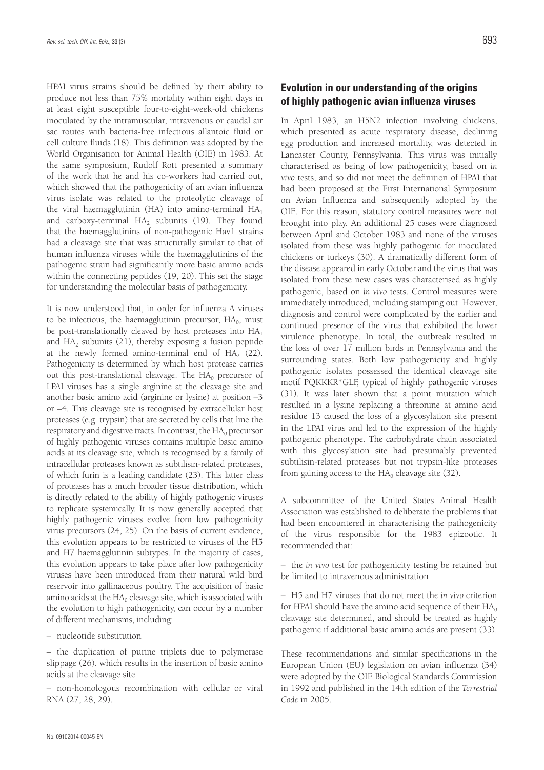HPAI virus strains should be defined by their ability to produce not less than 75% mortality within eight days in at least eight susceptible four-to-eight-week-old chickens inoculated by the intramuscular, intravenous or caudal air sac routes with bacteria-free infectious allantoic fluid or cell culture fluids (18). This definition was adopted by the World Organisation for Animal Health (OIE) in 1983. At the same symposium, Rudolf Rott presented a summary of the work that he and his co-workers had carried out, which showed that the pathogenicity of an avian influenza virus isolate was related to the proteolytic cleavage of the viral haemagglutinin (HA) into amino-terminal $HA_1$ and carboxy-terminal $HA_2$ subunits (19). They found that the haemagglutinins of non-pathogenic Hav1 strains had a cleavage site that was structurally similar to that of human influenza viruses while the haemagglutinins of the pathogenic strain had significantly more basic amino acids within the connecting peptides (19, 20). This set the stage for understanding the molecular basis of pathogenicity.

It is now understood that, in order for influenza A viruses to be infectious, the haemagglutinin precursor, $HA_0$, must be post-translationally cleaved by host proteases into $HA_1$ and $HA_2$ subunits (21), thereby exposing a fusion peptide at the newly formed amino-terminal end of $HA_2$ (22). Pathogenicity is determined by which host protease carries out this post-translational cleavage. The $HA_0$ precursor of LPAI viruses has a single arginine at the cleavage site and another basic amino acid (arginine or lysine) at position –3 or –4. This cleavage site is recognised by extracellular host proteases (e.g. trypsin) that are secreted by cells that line the respiratory and digestive tracts. In contrast, the $HA_0$ precursor of highly pathogenic viruses contains multiple basic amino acids at its cleavage site, which is recognised by a family of intracellular proteases known as subtilisin-related proteases, of which furin is a leading candidate (23). This latter class of proteases has a much broader tissue distribution, which is directly related to the ability of highly pathogenic viruses to replicate systemically. It is now generally accepted that highly pathogenic viruses evolve from low pathogenicity virus precursors (24, 25). On the basis of current evidence, this evolution appears to be restricted to viruses of the H5 and H7 haemagglutinin subtypes. In the majority of cases, this evolution appears to take place after low pathogenicity viruses have been introduced from their natural wild bird reservoir into gallinaceous poultry. The acquisition of basic amino acids at the $HA_0$ cleavage site, which is associated with the evolution to high pathogenicity, can occur by a number of different mechanisms, including:

– nucleotide substitution

– the duplication of purine triplets due to polymerase slippage (26), which results in the insertion of basic amino acids at the cleavage site

– non-homologous recombination with cellular or viral RNA (27, 28, 29).

## Evolution in our understanding of the origins of highly pathogenic avian influenza viruses

In April 1983, an H5N2 infection involving chickens, which presented as acute respiratory disease, declining egg production and increased mortality, was detected in Lancaster County, Pennsylvania. This virus was initially characterised as being of low pathogenicity, based on *in vivo* tests, and so did not meet the definition of HPAI that had been proposed at the First International Symposium on Avian Influenza and subsequently adopted by the OIE. For this reason, statutory control measures were not brought into play. An additional 25 cases were diagnosed between April and October 1983 and none of the viruses isolated from these was highly pathogenic for inoculated chickens or turkeys (30). A dramatically different form of the disease appeared in early October and the virus that was isolated from these new cases was characterised as highly pathogenic, based on *in vivo* tests. Control measures were immediately introduced, including stamping out. However, diagnosis and control were complicated by the earlier and continued presence of the virus that exhibited the lower virulence phenotype. In total, the outbreak resulted in the loss of over 17 million birds in Pennsylvania and the surrounding states. Both low pathogenicity and highly pathogenic isolates possessed the identical cleavage site motif PQKKKR*GLF, typical of highly pathogenic viruses (31). It was later shown that a point mutation which resulted in a lysine replacing a threonine at amino acid residue 13 caused the loss of a glycosylation site present in the LPAI virus and led to the expression of the highly pathogenic phenotype. The carbohydrate chain associated with this glycosylation site had presumably prevented subtilisin-related proteases but not trypsin-like proteases from gaining access to the $HA_0$ cleavage site (32).

A subcommittee of the United States Animal Health Association was established to deliberate the problems that had been encountered in characterising the pathogenicity of the virus responsible for the 1983 epizootic. It recommended that:

– the *in vivo* test for pathogenicity testing be retained but be limited to intravenous administration

– H5 and H7 viruses that do not meet the *in vivo* criterion for HPAI should have the amino acid sequence of their $HA_0$ cleavage site determined, and should be treated as highly pathogenic if additional basic amino acids are present (33).

These recommendations and similar specifications in the European Union (EU) legislation on avian influenza (34) were adopted by the OIE Biological Standards Commission in 1992 and published in the 14th edition of the *Terrestrial Code* in 2005.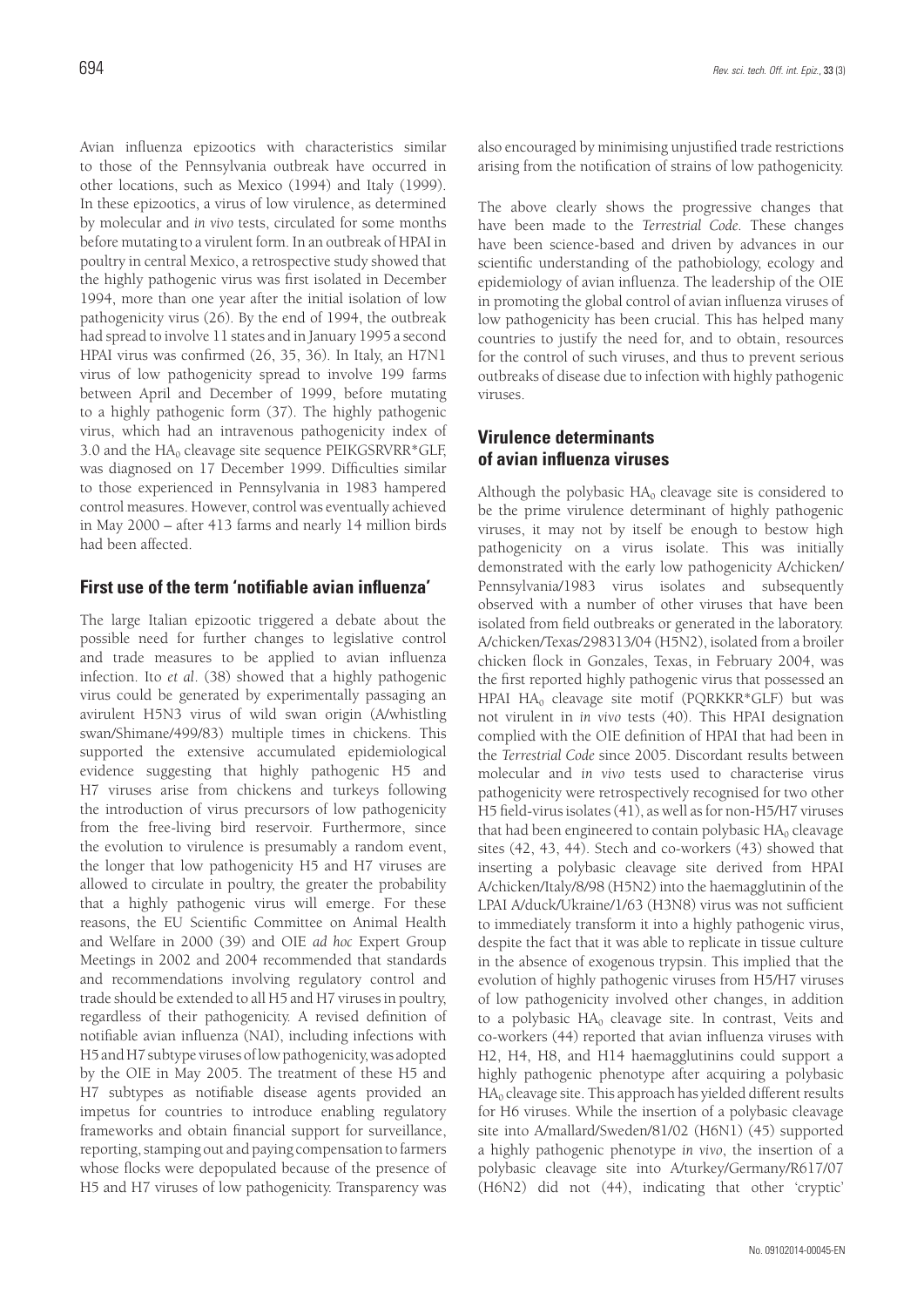Avian influenza epizootics with characteristics similar to those of the Pennsylvania outbreak have occurred in other locations, such as Mexico (1994) and Italy (1999). In these epizootics, a virus of low virulence, as determined by molecular and *in vivo* tests, circulated for some months before mutating to a virulent form. In an outbreak of HPAI in poultry in central Mexico, a retrospective study showed that the highly pathogenic virus was first isolated in December 1994, more than one year after the initial isolation of low pathogenicity virus (26). By the end of 1994, the outbreak had spread to involve 11 states and in January 1995 a second HPAI virus was confirmed (26, 35, 36). In Italy, an H7N1 virus of low pathogenicity spread to involve 199 farms between April and December of 1999, before mutating to a highly pathogenic form (37). The highly pathogenic virus, which had an intravenous pathogenicity index of 3.0 and the $HA_0$ cleavage site sequence PEIKGSRVRR*GLF, was diagnosed on 17 December 1999. Difficulties similar to those experienced in Pennsylvania in 1983 hampered control measures. However, control was eventually achieved in May 2000 – after 413 farms and nearly 14 million birds had been affected.

## First use of the term 'notifiable avian influenza'

The large Italian epizootic triggered a debate about the possible need for further changes to legislative control and trade measures to be applied to avian influenza infection. Ito *et al*. (38) showed that a highly pathogenic virus could be generated by experimentally passaging an avirulent H5N3 virus of wild swan origin (A/whistling swan/Shimane/499/83) multiple times in chickens. This supported the extensive accumulated epidemiological evidence suggesting that highly pathogenic H5 and H7 viruses arise from chickens and turkeys following the introduction of virus precursors of low pathogenicity from the free-living bird reservoir. Furthermore, since the evolution to virulence is presumably a random event, the longer that low pathogenicity H5 and H7 viruses are allowed to circulate in poultry, the greater the probability that a highly pathogenic virus will emerge. For these reasons, the EU Scientific Committee on Animal Health and Welfare in 2000 (39) and OIE *ad hoc* Expert Group Meetings in 2002 and 2004 recommended that standards and recommendations involving regulatory control and trade should be extended to all H5 and H7 viruses in poultry, regardless of their pathogenicity. A revised definition of notifiable avian influenza (NAI), including infections with H5 and H7 subtype viruses of low pathogenicity, was adopted by the OIE in May 2005. The treatment of these H5 and H7 subtypes as notifiable disease agents provided an impetus for countries to introduce enabling regulatory frameworks and obtain financial support for surveillance, reporting, stamping out and paying compensation to farmers whose flocks were depopulated because of the presence of H5 and H7 viruses of low pathogenicity. Transparency was also encouraged by minimising unjustified trade restrictions arising from the notification of strains of low pathogenicity.

The above clearly shows the progressive changes that have been made to the *Terrestrial Code*. These changes have been science-based and driven by advances in our scientific understanding of the pathobiology, ecology and epidemiology of avian influenza. The leadership of the OIE in promoting the global control of avian influenza viruses of low pathogenicity has been crucial. This has helped many countries to justify the need for, and to obtain, resources for the control of such viruses, and thus to prevent serious outbreaks of disease due to infection with highly pathogenic viruses.

## Virulence determinants of avian influenza viruses

Although the polybasic $HA_0$ cleavage site is considered to be the prime virulence determinant of highly pathogenic viruses, it may not by itself be enough to bestow high pathogenicity on a virus isolate. This was initially demonstrated with the early low pathogenicity A/chicken/Pennsylvania/1983 virus isolates and subsequently observed with a number of other viruses that have been isolated from field outbreaks or generated in the laboratory. A/chicken/Texas/298313/04 (H5N2), isolated from a broiler chicken flock in Gonzales, Texas, in February 2004, was the first reported highly pathogenic virus that possessed an HPAI $HA_0$ cleavage site motif (PQRKKR*GLF) but was not virulent in *in vivo* tests (40). This HPAI designation complied with the OIE definition of HPAI that had been in the *Terrestrial Code* since 2005. Discordant results between molecular and *in vivo* tests used to characterise virus pathogenicity were retrospectively recognised for two other H5 field-virus isolates (41), as well as for non-H5/H7 viruses that had been engineered to contain polybasic $HA_0$ cleavage sites (42, 43, 44). Stech and co-workers (43) showed that inserting a polybasic cleavage site derived from HPAI A/chicken/Italy/8/98 (H5N2) into the haemagglutinin of the LPAI A/duck/Ukraine/1/63 (H3N8) virus was not sufficient to immediately transform it into a highly pathogenic virus, despite the fact that it was able to replicate in tissue culture in the absence of exogenous trypsin. This implied that the evolution of highly pathogenic viruses from H5/H7 viruses of low pathogenicity involved other changes, in addition to a polybasic $HA_0$ cleavage site. In contrast, Veits and co-workers (44) reported that avian influenza viruses with H2, H4, H8, and H14 haemagglutinins could support a highly pathogenic phenotype after acquiring a polybasic $HA_0$ cleavage site. This approach has yielded different results for H6 viruses. While the insertion of a polybasic cleavage site into A/mallard/Sweden/81/02 (H6N1) (45) supported a highly pathogenic phenotype *in vivo*, the insertion of a polybasic cleavage site into A/turkey/Germany/R617/07 (H6N2) did not (44), indicating that other 'cryptic'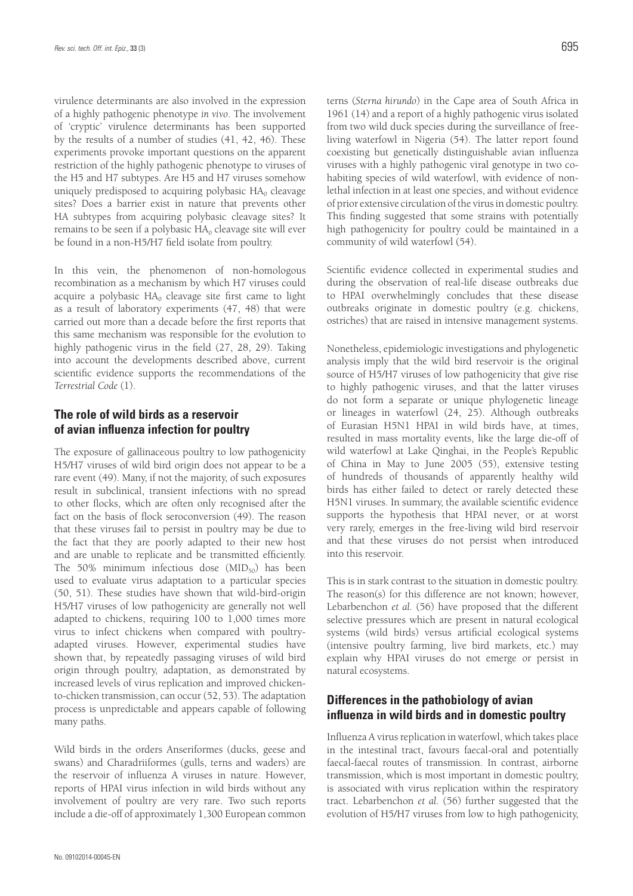virulence determinants are also involved in the expression of a highly pathogenic phenotype *in vivo*. The involvement of 'cryptic' virulence determinants has been supported by the results of a number of studies (41, 42, 46). These experiments provoke important questions on the apparent restriction of the highly pathogenic phenotype to viruses of the H5 and H7 subtypes. Are H5 and H7 viruses somehow uniquely predisposed to acquiring polybasic $HA_0$ cleavage sites? Does a barrier exist in nature that prevents other HA subtypes from acquiring polybasic cleavage sites? It remains to be seen if a polybasic $HA_0$ cleavage site will ever be found in a non-H5/H7 field isolate from poultry.

In this vein, the phenomenon of non-homologous recombination as a mechanism by which H7 viruses could acquire a polybasic $HA_0$ cleavage site first came to light as a result of laboratory experiments (47, 48) that were carried out more than a decade before the first reports that this same mechanism was responsible for the evolution to highly pathogenic virus in the field (27, 28, 29). Taking into account the developments described above, current scientific evidence supports the recommendations of the *Terrestrial Code* (1).

## The role of wild birds as a reservoir of avian influenza infection for poultry

The exposure of gallinaceous poultry to low pathogenicity H5/H7 viruses of wild bird origin does not appear to be a rare event (49). Many, if not the majority, of such exposures result in subclinical, transient infections with no spread to other flocks, which are often only recognised after the fact on the basis of flock seroconversion (49). The reason that these viruses fail to persist in poultry may be due to the fact that they are poorly adapted to their new host and are unable to replicate and be transmitted efficiently. The 50% minimum infectious dose ($MID_{50}$) has been used to evaluate virus adaptation to a particular species (50, 51). These studies have shown that wild-bird-origin H5/H7 viruses of low pathogenicity are generally not well adapted to chickens, requiring 100 to 1,000 times more virus to infect chickens when compared with poultry-adapted viruses. However, experimental studies have shown that, by repeatedly passaging viruses of wild bird origin through poultry, adaptation, as demonstrated by increased levels of virus replication and improved chicken-to-chicken transmission, can occur (52, 53). The adaptation process is unpredictable and appears capable of following many paths.

Wild birds in the orders Anseriformes (ducks, geese and swans) and Charadriiformes (gulls, terns and waders) are the reservoir of influenza A viruses in nature. However, reports of HPAI virus infection in wild birds without any involvement of poultry are very rare. Two such reports include a die-off of approximately 1,300 European common terns (*Sterna hirundo*) in the Cape area of South Africa in 1961 (14) and a report of a highly pathogenic virus isolated from two wild duck species during the surveillance of free-living waterfowl in Nigeria (54). The latter report found coexisting but genetically distinguishable avian influenza viruses with a highly pathogenic viral genotype in two co-habiting species of wild waterfowl, with evidence of non-lethal infection in at least one species, and without evidence of prior extensive circulation of the virus in domestic poultry. This finding suggested that some strains with potentially high pathogenicity for poultry could be maintained in a community of wild waterfowl (54).

Scientific evidence collected in experimental studies and during the observation of real-life disease outbreaks due to HPAI overwhelmingly concludes that these disease outbreaks originate in domestic poultry (e.g. chickens, ostriches) that are raised in intensive management systems.

Nonetheless, epidemiologic investigations and phylogenetic analysis imply that the wild bird reservoir is the original source of H5/H7 viruses of low pathogenicity that give rise to highly pathogenic viruses, and that the latter viruses do not form a separate or unique phylogenetic lineage or lineages in waterfowl (24, 25). Although outbreaks of Eurasian H5N1 HPAI in wild birds have, at times, resulted in mass mortality events, like the large die-off of wild waterfowl at Lake Qinghai, in the People's Republic of China in May to June 2005 (55), extensive testing of hundreds of thousands of apparently healthy wild birds has either failed to detect or rarely detected these H5N1 viruses. In summary, the available scientific evidence supports the hypothesis that HPAI never, or at worst very rarely, emerges in the free-living wild bird reservoir and that these viruses do not persist when introduced into this reservoir.

This is in stark contrast to the situation in domestic poultry. The reason(s) for this difference are not known; however, Lebarbenchon *et al.* (56) have proposed that the different selective pressures which are present in natural ecological systems (wild birds) versus artificial ecological systems (intensive poultry farming, live bird markets, etc.) may explain why HPAI viruses do not emerge or persist in natural ecosystems.

## Differences in the pathobiology of avian influenza in wild birds and in domestic poultry

Influenza A virus replication in waterfowl, which takes place in the intestinal tract, favours faecal-oral and potentially faecal-faecal routes of transmission. In contrast, airborne transmission, which is most important in domestic poultry, is associated with virus replication within the respiratory tract. Lebarbenchon *et al.* (56) further suggested that the evolution of H5/H7 viruses from low to high pathogenicity,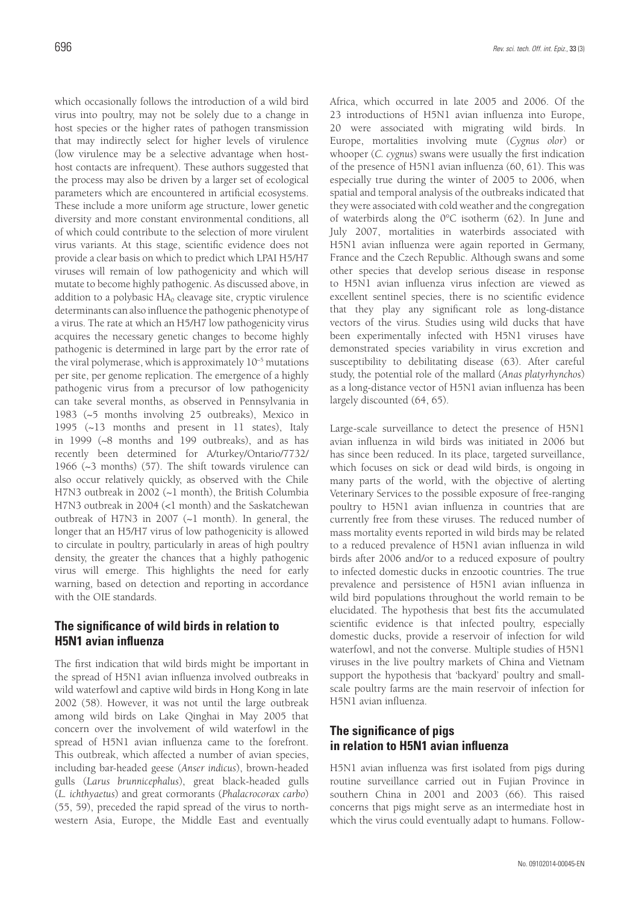which occasionally follows the introduction of a wild bird virus into poultry, may not be solely due to a change in host species or the higher rates of pathogen transmission that may indirectly select for higher levels of virulence (low virulence may be a selective advantage when host-host contacts are infrequent). These authors suggested that the process may also be driven by a larger set of ecological parameters which are encountered in artificial ecosystems. These include a more uniform age structure, lower genetic diversity and more constant environmental conditions, all of which could contribute to the selection of more virulent virus variants. At this stage, scientific evidence does not provide a clear basis on which to predict which LPAI H5/H7 viruses will remain of low pathogenicity and which will mutate to become highly pathogenic. As discussed above, in addition to a polybasic $HA_0$ cleavage site, cryptic virulence determinants can also influence the pathogenic phenotype of a virus. The rate at which an H5/H7 low pathogenicity virus acquires the necessary genetic changes to become highly pathogenic is determined in large part by the error rate of the viral polymerase, which is approximately $10^{-5}$ mutations per site, per genome replication. The emergence of a highly pathogenic virus from a precursor of low pathogenicity can take several months, as observed in Pennsylvania in 1983 (~5 months involving 25 outbreaks), Mexico in 1995 (~13 months and present in 11 states), Italy in 1999 (~8 months and 199 outbreaks), and as has recently been determined for A/turkey/Ontario/7732/1966 (~3 months) (57). The shift towards virulence can also occur relatively quickly, as observed with the Chile H7N3 outbreak in 2002 (~1 month), the British Columbia H7N3 outbreak in 2004 (<1 month) and the Saskatchewan outbreak of H7N3 in 2007 (~1 month). In general, the longer that an H5/H7 virus of low pathogenicity is allowed to circulate in poultry, particularly in areas of high poultry density, the greater the chances that a highly pathogenic virus will emerge. This highlights the need for early warning, based on detection and reporting in accordance with the OIE standards.

## The significance of wild birds in relation to H5N1 avian influenza

The first indication that wild birds might be important in the spread of H5N1 avian influenza involved outbreaks in wild waterfowl and captive wild birds in Hong Kong in late 2002 (58). However, it was not until the large outbreak among wild birds on Lake Qinghai in May 2005 that concern over the involvement of wild waterfowl in the spread of H5N1 avian influenza came to the forefront. This outbreak, which affected a number of avian species, including bar-headed geese (*Anser indicus*), brown-headed gulls (*Larus brunnicephalus*), great black-headed gulls (*L. ichthyaetus*) and great cormorants (*Phalacrocorax carbo*) (55, 59), preceded the rapid spread of the virus to north-western Asia, Europe, the Middle East and eventually Africa, which occurred in late 2005 and 2006. Of the 23 introductions of H5N1 avian influenza into Europe, 20 were associated with migrating wild birds. In Europe, mortalities involving mute (*Cygnus olor*) or whooper (*C. cygnus*) swans were usually the first indication of the presence of H5N1 avian influenza (60, 61). This was especially true during the winter of 2005 to 2006, when spatial and temporal analysis of the outbreaks indicated that they were associated with cold weather and the congregation of waterbirds along the 0°C isotherm (62). In June and July 2007, mortalities in waterbirds associated with H5N1 avian influenza were again reported in Germany, France and the Czech Republic. Although swans and some other species that develop serious disease in response to H5N1 avian influenza virus infection are viewed as excellent sentinel species, there is no scientific evidence that they play any significant role as long-distance vectors of the virus. Studies using wild ducks that have been experimentally infected with H5N1 viruses have demonstrated species variability in virus excretion and susceptibility to debilitating disease (63). After careful study, the potential role of the mallard (*Anas platyrhynchos*) as a long-distance vector of H5N1 avian influenza has been largely discounted (64, 65).

Large-scale surveillance to detect the presence of H5N1 avian influenza in wild birds was initiated in 2006 but has since been reduced. In its place, targeted surveillance, which focuses on sick or dead wild birds, is ongoing in many parts of the world, with the objective of alerting Veterinary Services to the possible exposure of free-ranging poultry to H5N1 avian influenza in countries that are currently free from these viruses. The reduced number of mass mortality events reported in wild birds may be related to a reduced prevalence of H5N1 avian influenza in wild birds after 2006 and/or to a reduced exposure of poultry to infected domestic ducks in enzootic countries. The true prevalence and persistence of H5N1 avian influenza in wild bird populations throughout the world remain to be elucidated. The hypothesis that best fits the accumulated scientific evidence is that infected poultry, especially domestic ducks, provide a reservoir of infection for wild waterfowl, and not the converse. Multiple studies of H5N1 viruses in the live poultry markets of China and Vietnam support the hypothesis that 'backyard' poultry and small-scale poultry farms are the main reservoir of infection for H5N1 avian influenza.

## The significance of pigs in relation to H5N1 avian influenza

H5N1 avian influenza was first isolated from pigs during routine surveillance carried out in Fujian Province in southern China in 2001 and 2003 (66). This raised concerns that pigs might serve as an intermediate host in which the virus could eventually adapt to humans. Follow-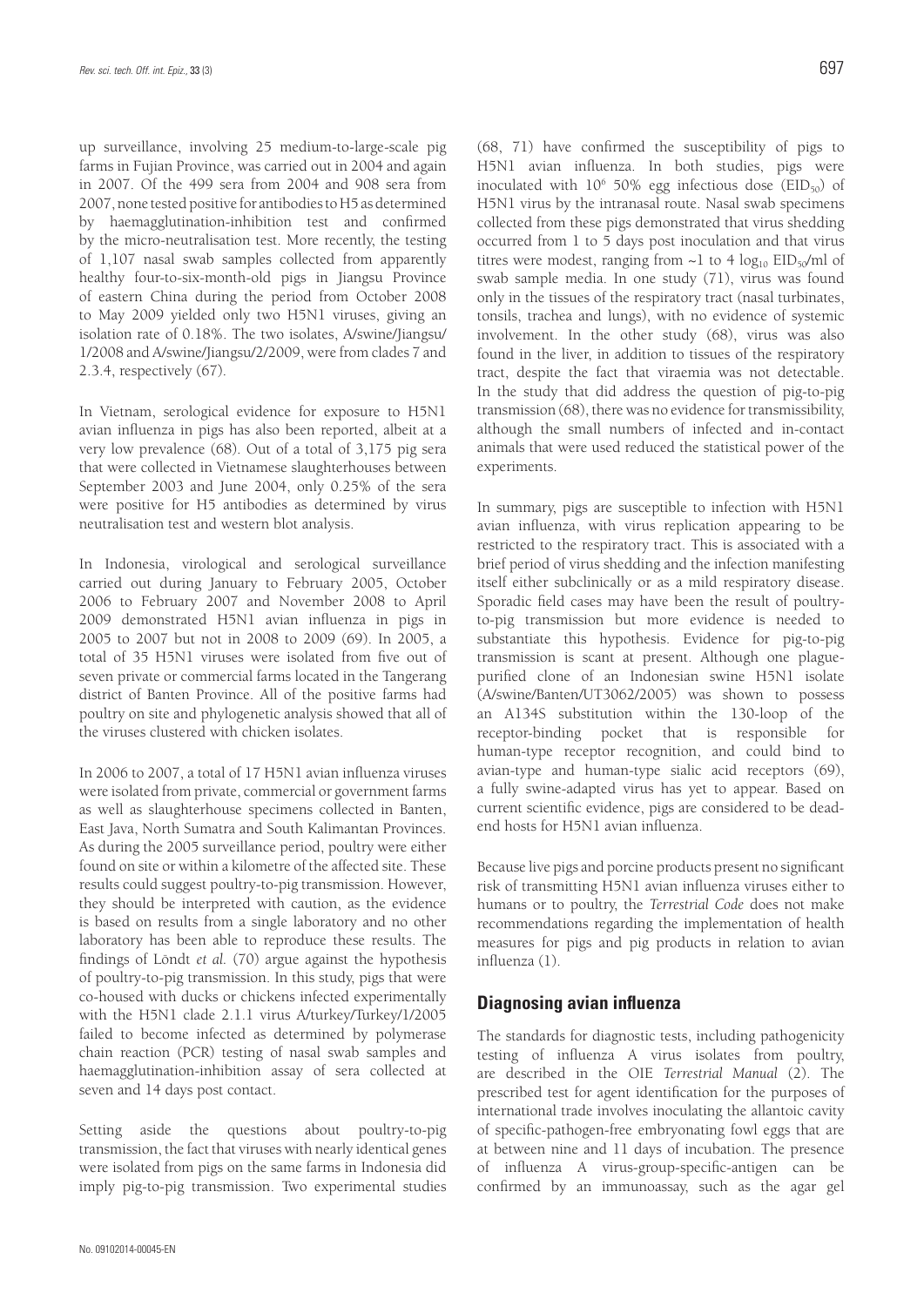up surveillance, involving 25 medium-to-large-scale pig farms in Fujian Province, was carried out in 2004 and again in 2007. Of the 499 sera from 2004 and 908 sera from 2007, none tested positive for antibodies to H5 as determined by haemagglutination-inhibition test and confirmed by the micro-neutralisation test. More recently, the testing of 1,107 nasal swab samples collected from apparently healthy four-to-six-month-old pigs in Jiangsu Province of eastern China during the period from October 2008 to May 2009 yielded only two H5N1 viruses, giving an isolation rate of 0.18%. The two isolates, A/swine/Jiangsu/1/2008 and A/swine/Jiangsu/2/2009, were from clades 7 and 2.3.4, respectively (67).

In Vietnam, serological evidence for exposure to H5N1 avian influenza in pigs has also been reported, albeit at a very low prevalence (68). Out of a total of 3,175 pig sera that were collected in Vietnamese slaughterhouses between September 2003 and June 2004, only 0.25% of the sera were positive for H5 antibodies as determined by virus neutralisation test and western blot analysis.

In Indonesia, virological and serological surveillance carried out during January to February 2005, October 2006 to February 2007 and November 2008 to April 2009 demonstrated H5N1 avian influenza in pigs in 2005 to 2007 but not in 2008 to 2009 (69). In 2005, a total of 35 H5N1 viruses were isolated from five out of seven private or commercial farms located in the Tangerang district of Banten Province. All of the positive farms had poultry on site and phylogenetic analysis showed that all of the viruses clustered with chicken isolates.

In 2006 to 2007, a total of 17 H5N1 avian influenza viruses were isolated from private, commercial or government farms as well as slaughterhouse specimens collected in Banten, East Java, North Sumatra and South Kalimantan Provinces. As during the 2005 surveillance period, poultry were either found on site or within a kilometre of the affected site. These results could suggest poultry-to-pig transmission. However, they should be interpreted with caution, as the evidence is based on results from a single laboratory and no other laboratory has been able to reproduce these results. The findings of Löndt *et al.* (70) argue against the hypothesis of poultry-to-pig transmission. In this study, pigs that were co-housed with ducks or chickens infected experimentally with the H5N1 clade 2.1.1 virus A/turkey/Turkey/1/2005 failed to become infected as determined by polymerase chain reaction (PCR) testing of nasal swab samples and haemagglutination-inhibition assay of sera collected at seven and 14 days post contact.

Setting aside the questions about poultry-to-pig transmission, the fact that viruses with nearly identical genes were isolated from pigs on the same farms in Indonesia did imply pig-to-pig transmission. Two experimental studies (68, 71) have confirmed the susceptibility of pigs to H5N1 avian influenza. In both studies, pigs were inoculated with $10^6$ 50% egg infectious dose ($EID_{50}$) of H5N1 virus by the intranasal route. Nasal swab specimens collected from these pigs demonstrated that virus shedding occurred from 1 to 5 days post inoculation and that virus titres were modest, ranging from ~1 to 4 $\log_{10}$ $EID_{50}$/ml of swab sample media. In one study (71), virus was found only in the tissues of the respiratory tract (nasal turbinates, tonsils, trachea and lungs), with no evidence of systemic involvement. In the other study (68), virus was also found in the liver, in addition to tissues of the respiratory tract, despite the fact that viraemia was not detectable. In the study that did address the question of pig-to-pig transmission (68), there was no evidence for transmissibility, although the small numbers of infected and in-contact animals that were used reduced the statistical power of the experiments.

In summary, pigs are susceptible to infection with H5N1 avian influenza, with virus replication appearing to be restricted to the respiratory tract. This is associated with a brief period of virus shedding and the infection manifesting itself either subclinically or as a mild respiratory disease. Sporadic field cases may have been the result of poultry-to-pig transmission but more evidence is needed to substantiate this hypothesis. Evidence for pig-to-pig transmission is scant at present. Although one plaque-purified clone of an Indonesian swine H5N1 isolate (A/swine/Banten/UT3062/2005) was shown to possess an A134S substitution within the 130-loop of the receptor-binding pocket that is responsible for human-type receptor recognition, and could bind to avian-type and human-type sialic acid receptors (69), a fully swine-adapted virus has yet to appear. Based on current scientific evidence, pigs are considered to be dead-end hosts for H5N1 avian influenza.

Because live pigs and porcine products present no significant risk of transmitting H5N1 avian influenza viruses either to humans or to poultry, the *Terrestrial Code* does not make recommendations regarding the implementation of health measures for pigs and pig products in relation to avian influenza (1).

## Diagnosing avian influenza

The standards for diagnostic tests, including pathogenicity testing of influenza A virus isolates from poultry, are described in the OIE *Terrestrial Manual* (2). The prescribed test for agent identification for the purposes of international trade involves inoculating the allantoic cavity of specific-pathogen-free embryonating fowl eggs that are at between nine and 11 days of incubation. The presence of influenza A virus-group-specific-antigen can be confirmed by an immunoassay, such as the agar gel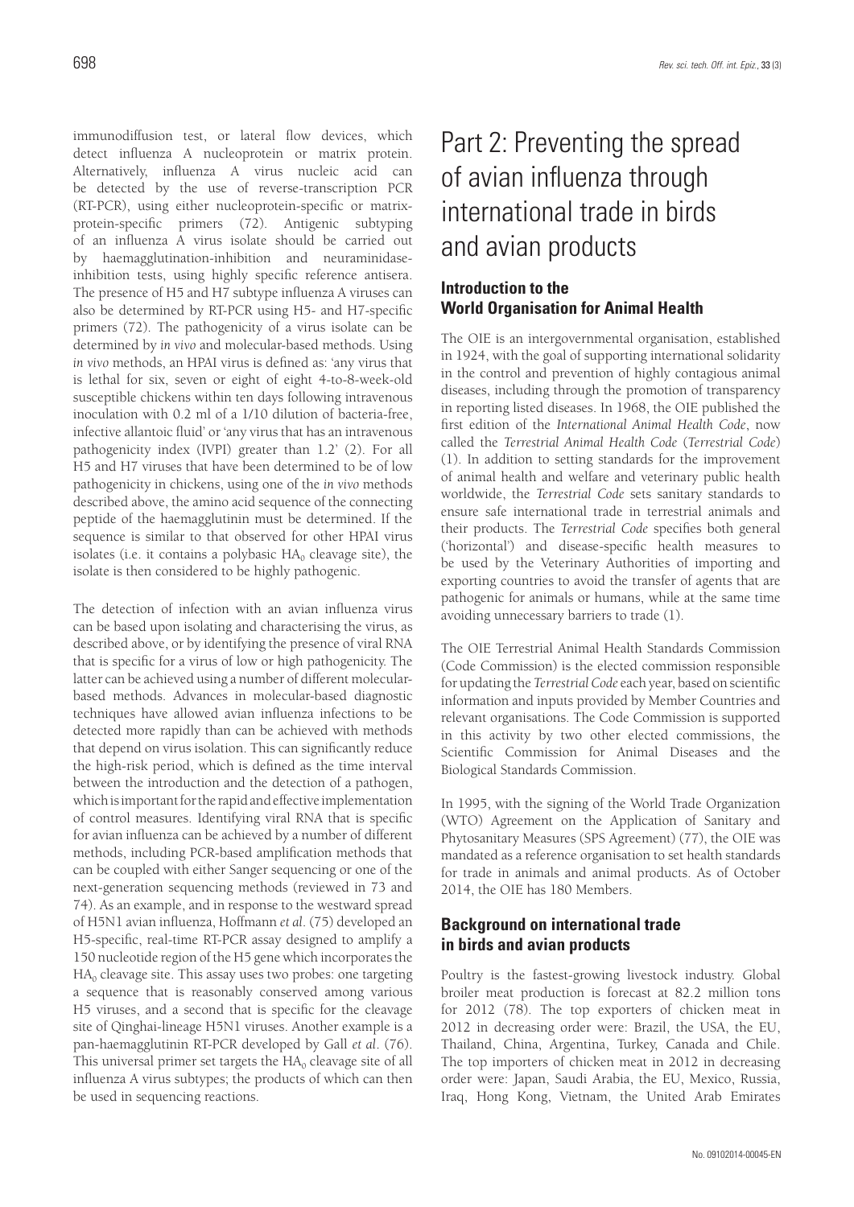immunodiffusion test, or lateral flow devices, which detect influenza A nucleoprotein or matrix protein. Alternatively, influenza A virus nucleic acid can be detected by the use of reverse-transcription PCR (RT-PCR), using either nucleoprotein-specific or matrix-protein-specific primers (72). Antigenic subtyping of an influenza A virus isolate should be carried out by haemagglutination-inhibition and neuraminidase-inhibition tests, using highly specific reference antisera. The presence of H5 and H7 subtype influenza A viruses can also be determined by RT-PCR using H5- and H7-specific primers (72). The pathogenicity of a virus isolate can be determined by *in vivo* and molecular-based methods. Using *in vivo* methods, an HPAI virus is defined as: 'any virus that is lethal for six, seven or eight of eight 4-to-8-week-old susceptible chickens within ten days following intravenous inoculation with 0.2 ml of a 1/10 dilution of bacteria-free, infective allantoic fluid' or 'any virus that has an intravenous pathogenicity index (IVPI) greater than 1.2' (2). For all H5 and H7 viruses that have been determined to be of low pathogenicity in chickens, using one of the *in vivo* methods described above, the amino acid sequence of the connecting peptide of the haemagglutinin must be determined. If the sequence is similar to that observed for other HPAI virus isolates (i.e. it contains a polybasic $HA_0$ cleavage site), the isolate is then considered to be highly pathogenic.

The detection of infection with an avian influenza virus can be based upon isolating and characterising the virus, as described above, or by identifying the presence of viral RNA that is specific for a virus of low or high pathogenicity. The latter can be achieved using a number of different molecular-based methods. Advances in molecular-based diagnostic techniques have allowed avian influenza infections to be detected more rapidly than can be achieved with methods that depend on virus isolation. This can significantly reduce the high-risk period, which is defined as the time interval between the introduction and the detection of a pathogen, which is important for the rapid and effective implementation of control measures. Identifying viral RNA that is specific for avian influenza can be achieved by a number of different methods, including PCR-based amplification methods that can be coupled with either Sanger sequencing or one of the next-generation sequencing methods (reviewed in 73 and 74). As an example, and in response to the westward spread of H5N1 avian influenza, Hoffmann *et al.* (75) developed an H5-specific, real-time RT-PCR assay designed to amplify a 150 nucleotide region of the H5 gene which incorporates the $HA_0$ cleavage site. This assay uses two probes: one targeting a sequence that is reasonably conserved among various H5 viruses, and a second that is specific for the cleavage site of Qinghai-lineage H5N1 viruses. Another example is a pan-haemagglutinin RT-PCR developed by Gall *et al.* (76). This universal primer set targets the $HA_0$ cleavage site of all influenza A virus subtypes; the products of which can then be used in sequencing reactions.

# Part 2: Preventing the spread of avian influenza through international trade in birds and avian products

## Introduction to the World Organisation for Animal Health

The OIE is an intergovernmental organisation, established in 1924, with the goal of supporting international solidarity in the control and prevention of highly contagious animal diseases, including through the promotion of transparency in reporting listed diseases. In 1968, the OIE published the first edition of the *International Animal Health Code*, now called the *Terrestrial Animal Health Code* (*Terrestrial Code*) (1). In addition to setting standards for the improvement of animal health and welfare and veterinary public health worldwide, the *Terrestrial Code* sets sanitary standards to ensure safe international trade in terrestrial animals and their products. The *Terrestrial Code* specifies both general ('horizontal') and disease-specific health measures to be used by the Veterinary Authorities of importing and exporting countries to avoid the transfer of agents that are pathogenic for animals or humans, while at the same time avoiding unnecessary barriers to trade (1).

The OIE Terrestrial Animal Health Standards Commission (Code Commission) is the elected commission responsible for updating the *Terrestrial Code* each year, based on scientific information and inputs provided by Member Countries and relevant organisations. The Code Commission is supported in this activity by two other elected commissions, the Scientific Commission for Animal Diseases and the Biological Standards Commission.

In 1995, with the signing of the World Trade Organization (WTO) Agreement on the Application of Sanitary and Phytosanitary Measures (SPS Agreement) (77), the OIE was mandated as a reference organisation to set health standards for trade in animals and animal products. As of October 2014, the OIE has 180 Members.

## Background on international trade in birds and avian products

Poultry is the fastest-growing livestock industry. Global broiler meat production is forecast at 82.2 million tons for 2012 (78). The top exporters of chicken meat in 2012 in decreasing order were: Brazil, the USA, the EU, Thailand, China, Argentina, Turkey, Canada and Chile. The top importers of chicken meat in 2012 in decreasing order were: Japan, Saudi Arabia, the EU, Mexico, Russia, Iraq, Hong Kong, Vietnam, the United Arab Emirates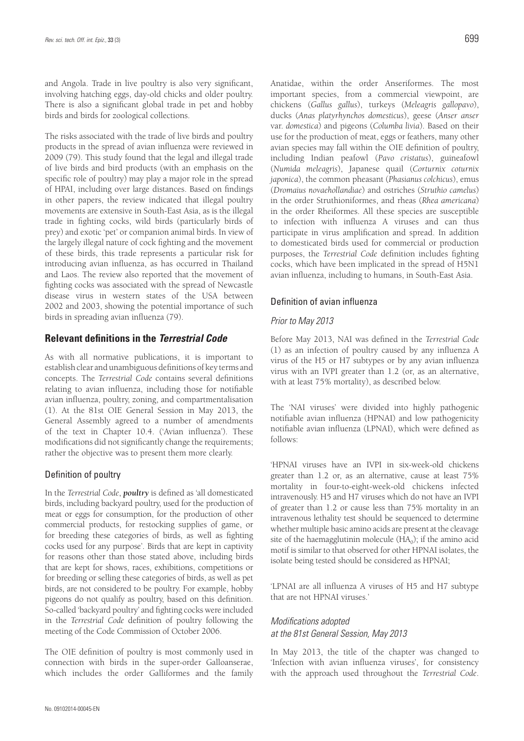and Angola. Trade in live poultry is also very significant, involving hatching eggs, day-old chicks and older poultry. There is also a significant global trade in pet and hobby birds and birds for zoological collections.

The risks associated with the trade of live birds and poultry products in the spread of avian influenza were reviewed in 2009 (79). This study found that the legal and illegal trade of live birds and bird products (with an emphasis on the specific role of poultry) may play a major role in the spread of HPAI, including over large distances. Based on findings in other papers, the review indicated that illegal poultry movements are extensive in South-East Asia, as is the illegal trade in fighting cocks, wild birds (particularly birds of prey) and exotic 'pet' or companion animal birds. In view of the largely illegal nature of cock fighting and the movement of these birds, this trade represents a particular risk for introducing avian influenza, as has occurred in Thailand and Laos. The review also reported that the movement of fighting cocks was associated with the spread of Newcastle disease virus in western states of the USA between 2002 and 2003, showing the potential importance of such birds in spreading avian influenza (79).

## Relevant definitions in the *Terrestrial Code*

As with all normative publications, it is important to establish clear and unambiguous definitions of key terms and concepts. The *Terrestrial Code* contains several definitions relating to avian influenza, including those for notifiable avian influenza, poultry, zoning, and compartmentalisation (1). At the 81st OIE General Session in May 2013, the General Assembly agreed to a number of amendments of the text in Chapter 10.4. ('Avian influenza'). These modifications did not significantly change the requirements; rather the objective was to present them more clearly.

### Definition of poultry

In the *Terrestrial Code*, ***poultry*** is defined as 'all domesticated birds, including backyard poultry, used for the production of meat or eggs for consumption, for the production of other commercial products, for restocking supplies of game, or for breeding these categories of birds, as well as fighting cocks used for any purpose'. Birds that are kept in captivity for reasons other than those stated above, including birds that are kept for shows, races, exhibitions, competitions or for breeding or selling these categories of birds, as well as pet birds, are not considered to be poultry. For example, hobby pigeons do not qualify as poultry, based on this definition. So-called 'backyard poultry' and fighting cocks were included in the *Terrestrial Code* definition of poultry following the meeting of the Code Commission of October 2006.

The OIE definition of poultry is most commonly used in connection with birds in the super-order Galloanserae, which includes the order Galliformes and the family Anatidae, within the order Anseriformes. The most important species, from a commercial viewpoint, are chickens (*Gallus gallus*), turkeys (*Meleagris gallopavo*), ducks (*Anas platyrhynchos domesticus*), geese (*Anser anser* var. *domestica*) and pigeons (*Columba livia*). Based on their use for the production of meat, eggs or feathers, many other avian species may fall within the OIE definition of poultry, including Indian peafowl (*Pavo cristatus*), guineafowl (*Numida meleagris*), Japanese quail (*Corturnix coturnix japonica*), the common pheasant (*Phasianus colchicus*), emus (*Dromaius novaehollandiae*) and ostriches (*Struthio camelus*) in the order Struthioniformes, and rheas (*Rhea americana*) in the order Rheiformes. All these species are susceptible to infection with influenza A viruses and can thus participate in virus amplification and spread. In addition to domesticated birds used for commercial or production purposes, the *Terrestrial Code* definition includes fighting cocks, which have been implicated in the spread of H5N1 avian influenza, including to humans, in South-East Asia.

### Definition of avian influenza

#### *Prior to May 2013*

Before May 2013, NAI was defined in the *Terrestrial Code* (1) as an infection of poultry caused by any influenza A virus of the H5 or H7 subtypes or by any avian influenza virus with an IVPI greater than 1.2 (or, as an alternative, with at least 75% mortality), as described below.

The 'NAI viruses' were divided into highly pathogenic notifiable avian influenza (HPNAI) and low pathogenicity notifiable avian influenza (LPNAI), which were defined as follows:

'HPNAI viruses have an IVPI in six-week-old chickens greater than 1.2 or, as an alternative, cause at least 75% mortality in four-to-eight-week-old chickens infected intravenously. H5 and H7 viruses which do not have an IVPI of greater than 1.2 or cause less than 75% mortality in an intravenous lethality test should be sequenced to determine whether multiple basic amino acids are present at the cleavage site of the haemagglutinin molecule ($HA_0$); if the amino acid motif is similar to that observed for other HPNAI isolates, the isolate being tested should be considered as HPNAI;

'LPNAI are all influenza A viruses of H5 and H7 subtype that are not HPNAI viruses.'

#### *Modifications adopted at the 81st General Session, May 2013*

In May 2013, the title of the chapter was changed to 'Infection with avian influenza viruses', for consistency with the approach used throughout the *Terrestrial Code*.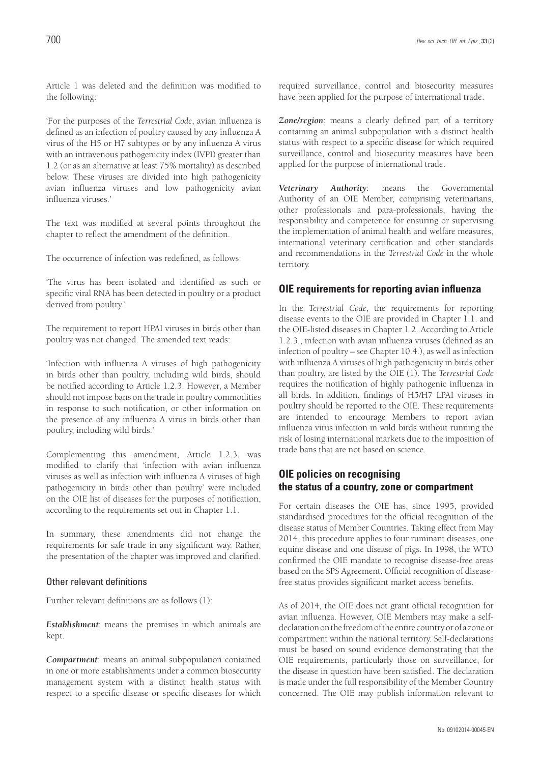Article 1 was deleted and the definition was modified to the following:

'For the purposes of the *Terrestrial Code*, avian influenza is defined as an infection of poultry caused by any influenza A virus of the H5 or H7 subtypes or by any influenza A virus with an intravenous pathogenicity index (IVPI) greater than 1.2 (or as an alternative at least 75% mortality) as described below. These viruses are divided into high pathogenicity avian influenza viruses and low pathogenicity avian influenza viruses.'

The text was modified at several points throughout the chapter to reflect the amendment of the definition.

The occurrence of infection was redefined, as follows:

'The virus has been isolated and identified as such or specific viral RNA has been detected in poultry or a product derived from poultry.'

The requirement to report HPAI viruses in birds other than poultry was not changed. The amended text reads:

'Infection with influenza A viruses of high pathogenicity in birds other than poultry, including wild birds, should be notified according to Article 1.2.3. However, a Member should not impose bans on the trade in poultry commodities in response to such notification, or other information on the presence of any influenza A virus in birds other than poultry, including wild birds.'

Complementing this amendment, Article 1.2.3. was modified to clarify that 'infection with avian influenza viruses as well as infection with influenza A viruses of high pathogenicity in birds other than poultry' were included on the OIE list of diseases for the purposes of notification, according to the requirements set out in Chapter 1.1.

In summary, these amendments did not change the requirements for safe trade in any significant way. Rather, the presentation of the chapter was improved and clarified.

### Other relevant definitions

Further relevant definitions are as follows (1):

***Establishment***: means the premises in which animals are kept.

***Compartment***: means an animal subpopulation contained in one or more establishments under a common biosecurity management system with a distinct health status with respect to a specific disease or specific diseases for which required surveillance, control and biosecurity measures have been applied for the purpose of international trade.

***Zone/region***: means a clearly defined part of a territory containing an animal subpopulation with a distinct health status with respect to a specific disease for which required surveillance, control and biosecurity measures have been applied for the purpose of international trade.

***Veterinary Authority***: means the Governmental Authority of an OIE Member, comprising veterinarians, other professionals and para-professionals, having the responsibility and competence for ensuring or supervising the implementation of animal health and welfare measures, international veterinary certification and other standards and recommendations in the *Terrestrial Code* in the whole territory.

## OIE requirements for reporting avian influenza

In the *Terrestrial Code*, the requirements for reporting disease events to the OIE are provided in Chapter 1.1. and the OIE-listed diseases in Chapter 1.2. According to Article 1.2.3., infection with avian influenza viruses (defined as an infection of poultry – see Chapter 10.4.), as well as infection with influenza A viruses of high pathogenicity in birds other than poultry, are listed by the OIE (1). The *Terrestrial Code* requires the notification of highly pathogenic influenza in all birds. In addition, findings of H5/H7 LPAI viruses in poultry should be reported to the OIE. These requirements are intended to encourage Members to report avian influenza virus infection in wild birds without running the risk of losing international markets due to the imposition of trade bans that are not based on science.

## OIE policies on recognising the status of a country, zone or compartment

For certain diseases the OIE has, since 1995, provided standardised procedures for the official recognition of the disease status of Member Countries. Taking effect from May 2014, this procedure applies to four ruminant diseases, one equine disease and one disease of pigs. In 1998, the WTO confirmed the OIE mandate to recognise disease-free areas based on the SPS Agreement. Official recognition of disease-free status provides significant market access benefits.

As of 2014, the OIE does not grant official recognition for avian influenza. However, OIE Members may make a self-declaration on the freedom of the entire country or of a zone or compartment within the national territory. Self-declarations must be based on sound evidence demonstrating that the OIE requirements, particularly those on surveillance, for the disease in question have been satisfied. The declaration is made under the full responsibility of the Member Country concerned. The OIE may publish information relevant to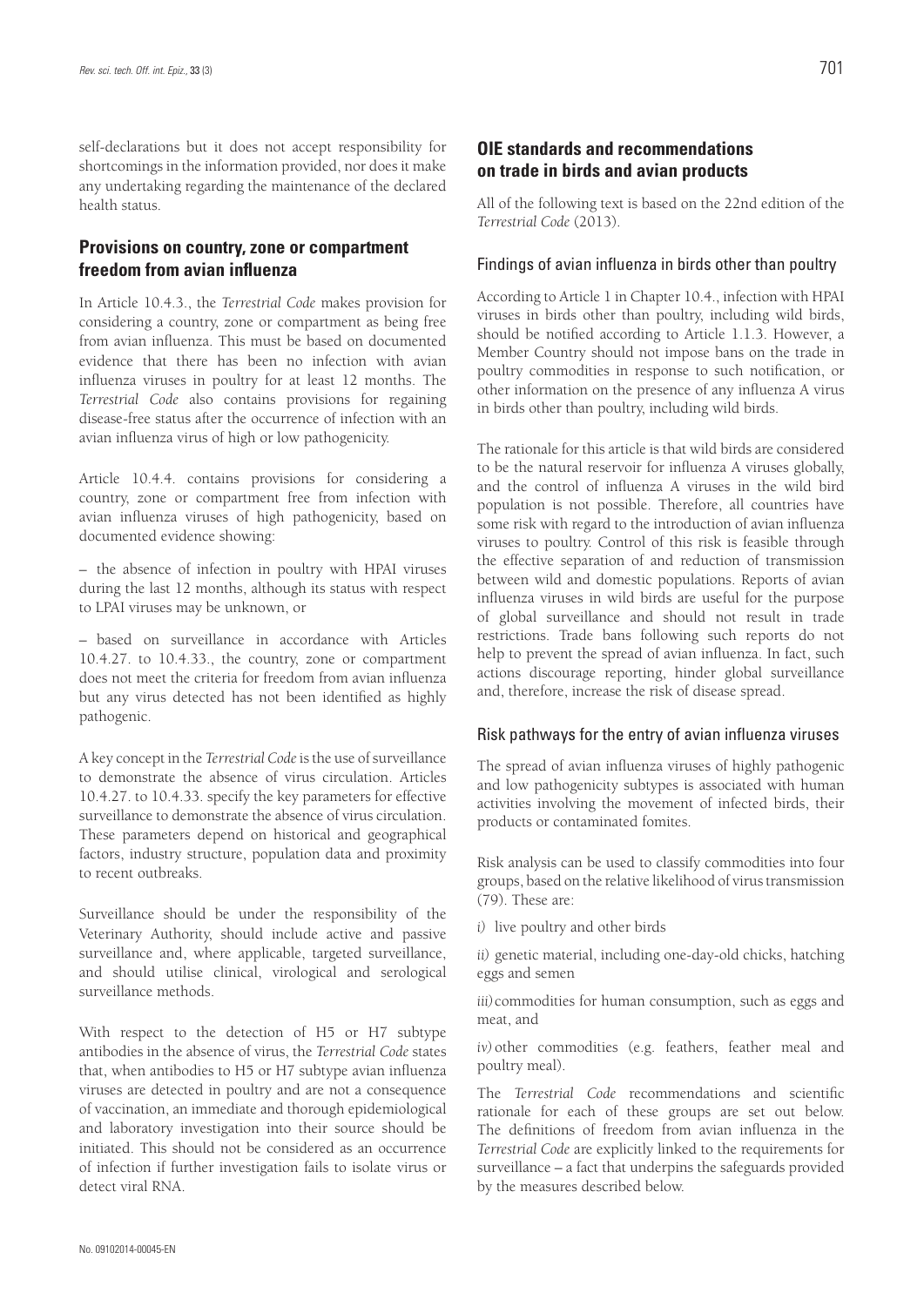self-declarations but it does not accept responsibility for shortcomings in the information provided, nor does it make any undertaking regarding the maintenance of the declared health status.

## Provisions on country, zone or compartment freedom from avian influenza

In Article 10.4.3., the *Terrestrial Code* makes provision for considering a country, zone or compartment as being free from avian influenza. This must be based on documented evidence that there has been no infection with avian influenza viruses in poultry for at least 12 months. The *Terrestrial Code* also contains provisions for regaining disease-free status after the occurrence of infection with an avian influenza virus of high or low pathogenicity.

Article 10.4.4. contains provisions for considering a country, zone or compartment free from infection with avian influenza viruses of high pathogenicity, based on documented evidence showing:

– the absence of infection in poultry with HPAI viruses during the last 12 months, although its status with respect to LPAI viruses may be unknown, or

– based on surveillance in accordance with Articles 10.4.27. to 10.4.33., the country, zone or compartment does not meet the criteria for freedom from avian influenza but any virus detected has not been identified as highly pathogenic.

A key concept in the *Terrestrial Code* is the use of surveillance to demonstrate the absence of virus circulation. Articles 10.4.27. to 10.4.33. specify the key parameters for effective surveillance to demonstrate the absence of virus circulation. These parameters depend on historical and geographical factors, industry structure, population data and proximity to recent outbreaks.

Surveillance should be under the responsibility of the Veterinary Authority, should include active and passive surveillance and, where applicable, targeted surveillance, and should utilise clinical, virological and serological surveillance methods.

With respect to the detection of H5 or H7 subtype antibodies in the absence of virus, the *Terrestrial Code* states that, when antibodies to H5 or H7 subtype avian influenza viruses are detected in poultry and are not a consequence of vaccination, an immediate and thorough epidemiological and laboratory investigation into their source should be initiated. This should not be considered as an occurrence of infection if further investigation fails to isolate virus or detect viral RNA.

## OIE standards and recommendations on trade in birds and avian products

All of the following text is based on the 22nd edition of the *Terrestrial Code* (2013).

### Findings of avian influenza in birds other than poultry

According to Article 1 in Chapter 10.4., infection with HPAI viruses in birds other than poultry, including wild birds, should be notified according to Article 1.1.3. However, a Member Country should not impose bans on the trade in poultry commodities in response to such notification, or other information on the presence of any influenza A virus in birds other than poultry, including wild birds.

The rationale for this article is that wild birds are considered to be the natural reservoir for influenza A viruses globally, and the control of influenza A viruses in the wild bird population is not possible. Therefore, all countries have some risk with regard to the introduction of avian influenza viruses to poultry. Control of this risk is feasible through the effective separation of and reduction of transmission between wild and domestic populations. Reports of avian influenza viruses in wild birds are useful for the purpose of global surveillance and should not result in trade restrictions. Trade bans following such reports do not help to prevent the spread of avian influenza. In fact, such actions discourage reporting, hinder global surveillance and, therefore, increase the risk of disease spread.

### Risk pathways for the entry of avian influenza viruses

The spread of avian influenza viruses of highly pathogenic and low pathogenicity subtypes is associated with human activities involving the movement of infected birds, their products or contaminated fomites.

Risk analysis can be used to classify commodities into four groups, based on the relative likelihood of virus transmission (79). These are:

*i)* live poultry and other birds

*ii)* genetic material, including one-day-old chicks, hatching eggs and semen

*iii)* commodities for human consumption, such as eggs and meat, and

*iv)* other commodities (e.g. feathers, feather meal and poultry meal).

The *Terrestrial Code* recommendations and scientific rationale for each of these groups are set out below. The definitions of freedom from avian influenza in the *Terrestrial Code* are explicitly linked to the requirements for surveillance – a fact that underpins the safeguards provided by the measures described below.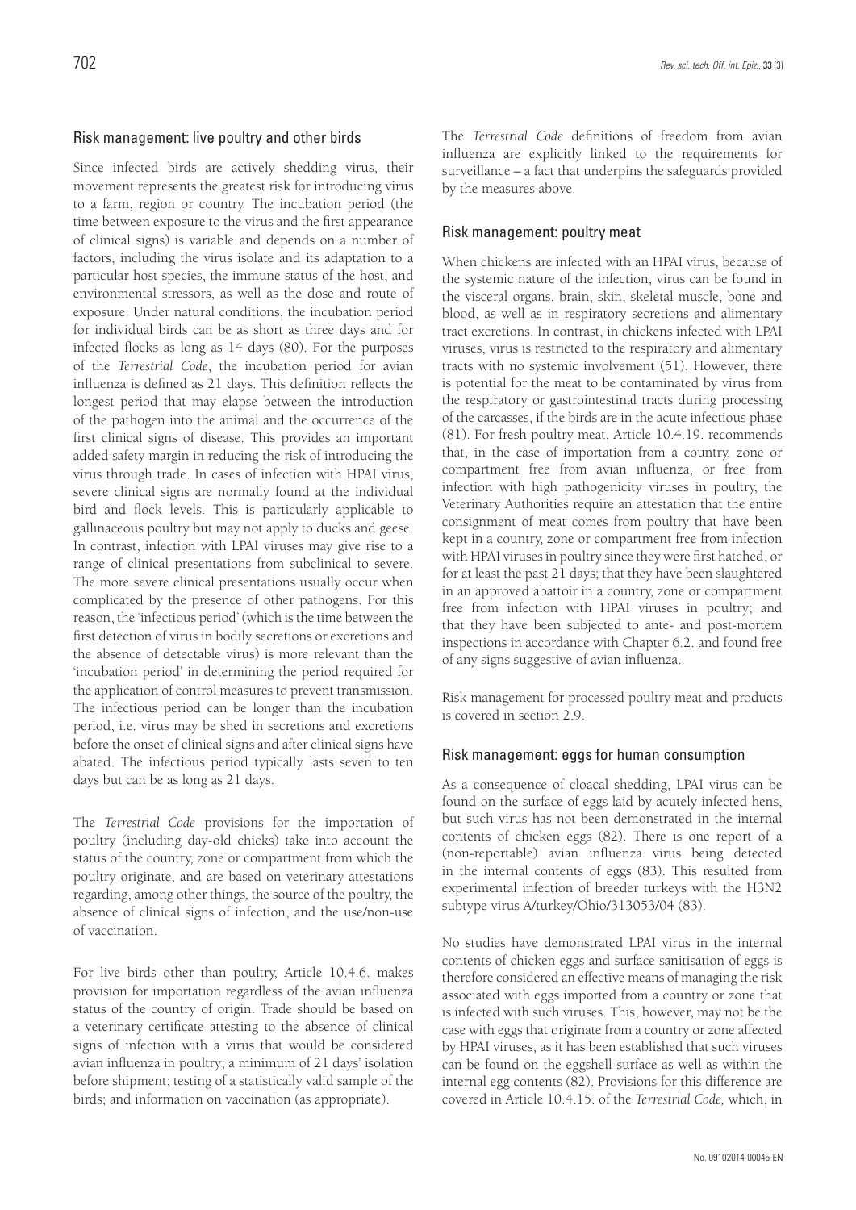## Risk management: live poultry and other birds

Since infected birds are actively shedding virus, their movement represents the greatest risk for introducing virus to a farm, region or country. The incubation period (the time between exposure to the virus and the first appearance of clinical signs) is variable and depends on a number of factors, including the virus isolate and its adaptation to a particular host species, the immune status of the host, and environmental stressors, as well as the dose and route of exposure. Under natural conditions, the incubation period for individual birds can be as short as three days and for infected flocks as long as 14 days (80). For the purposes of the *Terrestrial Code*, the incubation period for avian influenza is defined as 21 days. This definition reflects the longest period that may elapse between the introduction of the pathogen into the animal and the occurrence of the first clinical signs of disease. This provides an important added safety margin in reducing the risk of introducing the virus through trade. In cases of infection with HPAI virus, severe clinical signs are normally found at the individual bird and flock levels. This is particularly applicable to gallinaceous poultry but may not apply to ducks and geese. In contrast, infection with LPAI viruses may give rise to a range of clinical presentations from subclinical to severe. The more severe clinical presentations usually occur when complicated by the presence of other pathogens. For this reason, the 'infectious period' (which is the time between the first detection of virus in bodily secretions or excretions and the absence of detectable virus) is more relevant than the 'incubation period' in determining the period required for the application of control measures to prevent transmission. The infectious period can be longer than the incubation period, i.e. virus may be shed in secretions and excretions before the onset of clinical signs and after clinical signs have abated. The infectious period typically lasts seven to ten days but can be as long as 21 days.

The *Terrestrial Code* provisions for the importation of poultry (including day-old chicks) take into account the status of the country, zone or compartment from which the poultry originate, and are based on veterinary attestations regarding, among other things, the source of the poultry, the absence of clinical signs of infection, and the use/non-use of vaccination.

For live birds other than poultry, Article 10.4.6. makes provision for importation regardless of the avian influenza status of the country of origin. Trade should be based on a veterinary certificate attesting to the absence of clinical signs of infection with a virus that would be considered avian influenza in poultry; a minimum of 21 days' isolation before shipment; testing of a statistically valid sample of the birds; and information on vaccination (as appropriate).

The *Terrestrial Code* definitions of freedom from avian influenza are explicitly linked to the requirements for surveillance – a fact that underpins the safeguards provided by the measures above.

## Risk management: poultry meat

When chickens are infected with an HPAI virus, because of the systemic nature of the infection, virus can be found in the visceral organs, brain, skin, skeletal muscle, bone and blood, as well as in respiratory secretions and alimentary tract excretions. In contrast, in chickens infected with LPAI viruses, virus is restricted to the respiratory and alimentary tracts with no systemic involvement (51). However, there is potential for the meat to be contaminated by virus from the respiratory or gastrointestinal tracts during processing of the carcasses, if the birds are in the acute infectious phase (81). For fresh poultry meat, Article 10.4.19. recommends that, in the case of importation from a country, zone or compartment free from avian influenza, or free from infection with high pathogenicity viruses in poultry, the Veterinary Authorities require an attestation that the entire consignment of meat comes from poultry that have been kept in a country, zone or compartment free from infection with HPAI viruses in poultry since they were first hatched, or for at least the past 21 days; that they have been slaughtered in an approved abattoir in a country, zone or compartment free from infection with HPAI viruses in poultry; and that they have been subjected to ante- and post-mortem inspections in accordance with Chapter 6.2. and found free of any signs suggestive of avian influenza.

Risk management for processed poultry meat and products is covered in section 2.9.

## Risk management: eggs for human consumption

As a consequence of cloacal shedding, LPAI virus can be found on the surface of eggs laid by acutely infected hens, but such virus has not been demonstrated in the internal contents of chicken eggs (82). There is one report of a (non-reportable) avian influenza virus being detected in the internal contents of eggs (83). This resulted from experimental infection of breeder turkeys with the H3N2 subtype virus A/turkey/Ohio/313053/04 (83).

No studies have demonstrated LPAI virus in the internal contents of chicken eggs and surface sanitisation of eggs is therefore considered an effective means of managing the risk associated with eggs imported from a country or zone that is infected with such viruses. This, however, may not be the case with eggs that originate from a country or zone affected by HPAI viruses, as it has been established that such viruses can be found on the eggshell surface as well as within the internal egg contents (82). Provisions for this difference are covered in Article 10.4.15. of the *Terrestrial Code,* which, in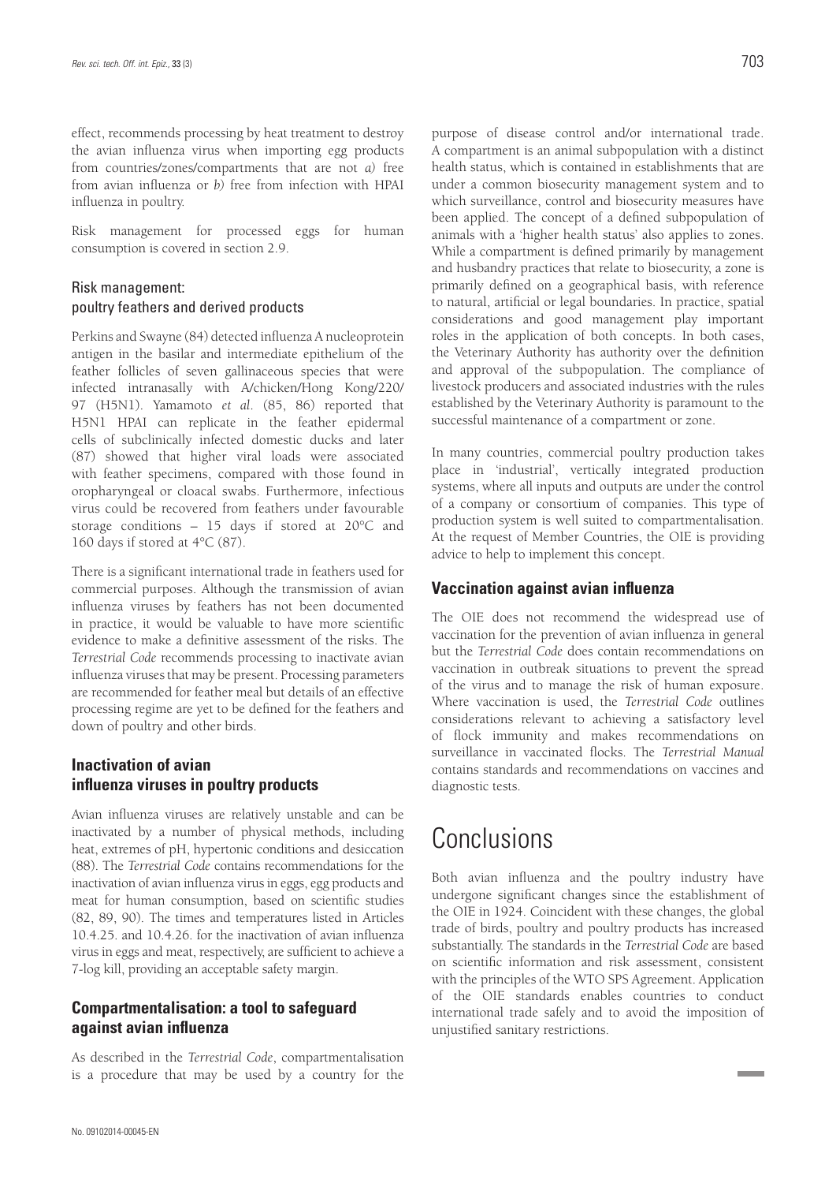effect, recommends processing by heat treatment to destroy the avian influenza virus when importing egg products from countries/zones/compartments that are not *a)* free from avian influenza or *b)* free from infection with HPAI influenza in poultry.

Risk management for processed eggs for human consumption is covered in section 2.9.

### Risk management: poultry feathers and derived products

Perkins and Swayne (84) detected influenza A nucleoprotein antigen in the basilar and intermediate epithelium of the feather follicles of seven gallinaceous species that were infected intranasally with A/chicken/Hong Kong/220/97 (H5N1). Yamamoto *et al*. (85, 86) reported that H5N1 HPAI can replicate in the feather epidermal cells of subclinically infected domestic ducks and later (87) showed that higher viral loads were associated with feather specimens, compared with those found in oropharyngeal or cloacal swabs. Furthermore, infectious virus could be recovered from feathers under favourable storage conditions – 15 days if stored at 20°C and 160 days if stored at 4°C (87).

There is a significant international trade in feathers used for commercial purposes. Although the transmission of avian influenza viruses by feathers has not been documented in practice, it would be valuable to have more scientific evidence to make a definitive assessment of the risks. The *Terrestrial Code* recommends processing to inactivate avian influenza viruses that may be present. Processing parameters are recommended for feather meal but details of an effective processing regime are yet to be defined for the feathers and down of poultry and other birds.

## Inactivation of avian influenza viruses in poultry products

Avian influenza viruses are relatively unstable and can be inactivated by a number of physical methods, including heat, extremes of pH, hypertonic conditions and desiccation (88). The *Terrestrial Code* contains recommendations for the inactivation of avian influenza virus in eggs, egg products and meat for human consumption, based on scientific studies (82, 89, 90). The times and temperatures listed in Articles 10.4.25. and 10.4.26. for the inactivation of avian influenza virus in eggs and meat, respectively, are sufficient to achieve a 7-log kill, providing an acceptable safety margin.

## Compartmentalisation: a tool to safeguard against avian influenza

As described in the *Terrestrial Code*, compartmentalisation is a procedure that may be used by a country for the purpose of disease control and/or international trade. A compartment is an animal subpopulation with a distinct health status, which is contained in establishments that are under a common biosecurity management system and to which surveillance, control and biosecurity measures have been applied. The concept of a defined subpopulation of animals with a 'higher health status' also applies to zones. While a compartment is defined primarily by management and husbandry practices that relate to biosecurity, a zone is primarily defined on a geographical basis, with reference to natural, artificial or legal boundaries. In practice, spatial considerations and good management play important roles in the application of both concepts. In both cases, the Veterinary Authority has authority over the definition and approval of the subpopulation. The compliance of livestock producers and associated industries with the rules established by the Veterinary Authority is paramount to the successful maintenance of a compartment or zone.

In many countries, commercial poultry production takes place in 'industrial', vertically integrated production systems, where all inputs and outputs are under the control of a company or consortium of companies. This type of production system is well suited to compartmentalisation. At the request of Member Countries, the OIE is providing advice to help to implement this concept.

## Vaccination against avian influenza

The OIE does not recommend the widespread use of vaccination for the prevention of avian influenza in general but the *Terrestrial Code* does contain recommendations on vaccination in outbreak situations to prevent the spread of the virus and to manage the risk of human exposure. Where vaccination is used, the *Terrestrial Code* outlines considerations relevant to achieving a satisfactory level of flock immunity and makes recommendations on surveillance in vaccinated flocks. The *Terrestrial Manual* contains standards and recommendations on vaccines and diagnostic tests.

# Conclusions

Both avian influenza and the poultry industry have undergone significant changes since the establishment of the OIE in 1924. Coincident with these changes, the global trade of birds, poultry and poultry products has increased substantially. The standards in the *Terrestrial Code* are based on scientific information and risk assessment, consistent with the principles of the WTO SPS Agreement. Application of the OIE standards enables countries to conduct international trade safely and to avoid the imposition of unjustified sanitary restrictions.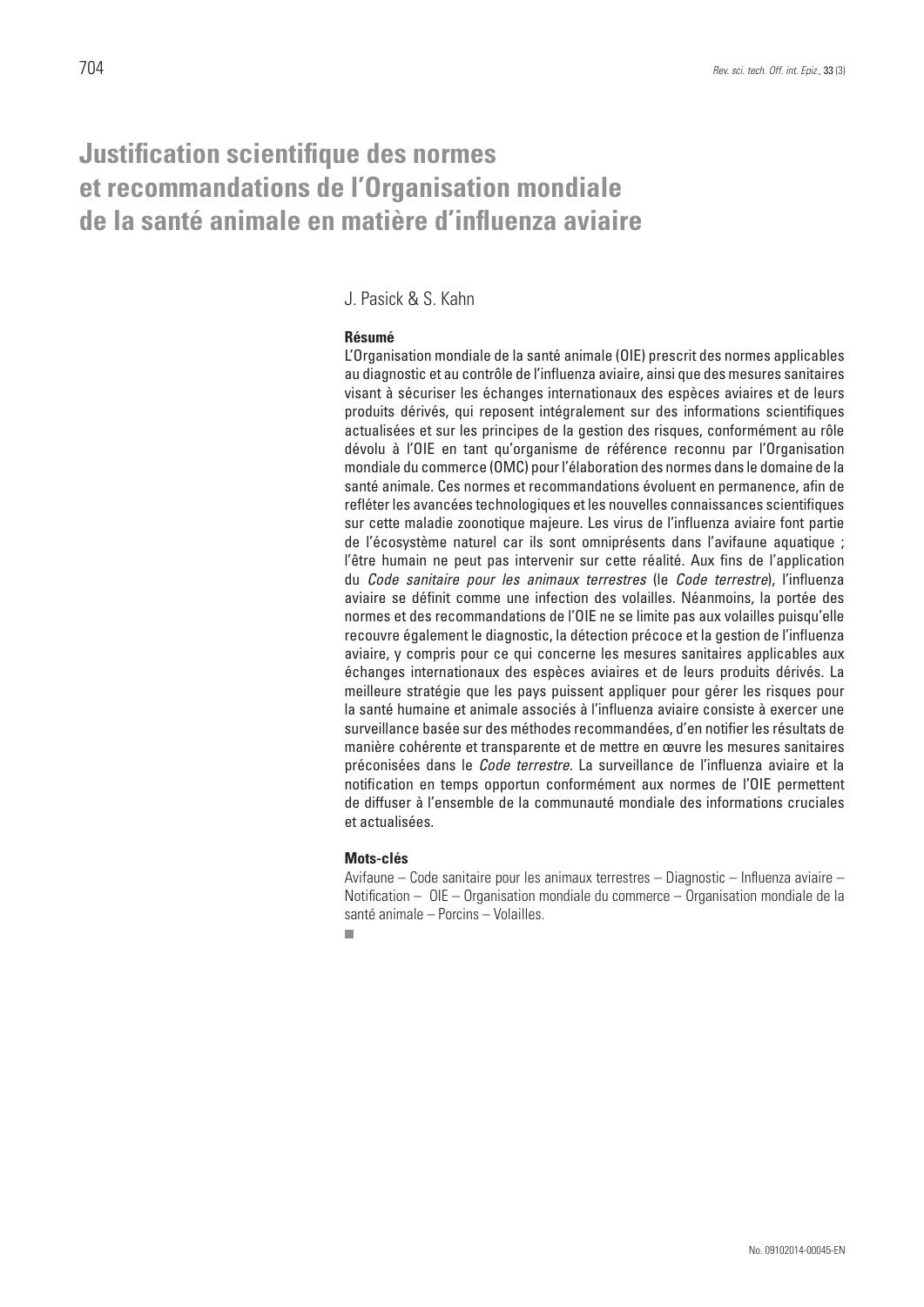# Justification scientifique des normes et recommandations de l'Organisation mondiale de la santé animale en matière d'influenza aviaire

J. Pasick & S. Kahn

**Résumé**

L'Organisation mondiale de la santé animale (OIE) prescrit des normes applicables au diagnostic et au contrôle de l'influenza aviaire, ainsi que des mesures sanitaires visant à sécuriser les échanges internationaux des espèces aviaires et de leurs produits dérivés, qui reposent intégralement sur des informations scientifiques actualisées et sur les principes de la gestion des risques, conformément au rôle dévolu à l'OIE en tant qu'organisme de référence reconnu par l'Organisation mondiale du commerce (OMC) pour l'élaboration des normes dans le domaine de la santé animale. Ces normes et recommandations évoluent en permanence, afin de refléter les avancées technologiques et les nouvelles connaissances scientifiques sur cette maladie zoonotique majeure. Les virus de l'influenza aviaire font partie de l'écosystème naturel car ils sont omniprésents dans l'avifaune aquatique ; l'être humain ne peut pas intervenir sur cette réalité. Aux fins de l'application du *Code sanitaire pour les animaux terrestres* (le *Code terrestre*), l'influenza aviaire se définit comme une infection des volailles. Néanmoins, la portée des normes et des recommandations de l'OIE ne se limite pas aux volailles puisqu'elle recouvre également le diagnostic, la détection précoce et la gestion de l'influenza aviaire, y compris pour ce qui concerne les mesures sanitaires applicables aux échanges internationaux des espèces aviaires et de leurs produits dérivés. La meilleure stratégie que les pays puissent appliquer pour gérer les risques pour la santé humaine et animale associés à l'influenza aviaire consiste à exercer une surveillance basée sur des méthodes recommandées, d'en notifier les résultats de manière cohérente et transparente et de mettre en œuvre les mesures sanitaires préconisées dans le *Code terrestre*. La surveillance de l'influenza aviaire et la notification en temps opportun conformément aux normes de l'OIE permettent de diffuser à l'ensemble de la communauté mondiale des informations cruciales et actualisées.

**Mots-clés**

Avifaune – Code sanitaire pour les animaux terrestres – Diagnostic – Influenza aviaire – Notification – OIE – Organisation mondiale du commerce – Organisation mondiale de la santé animale – Porcins – Volailles.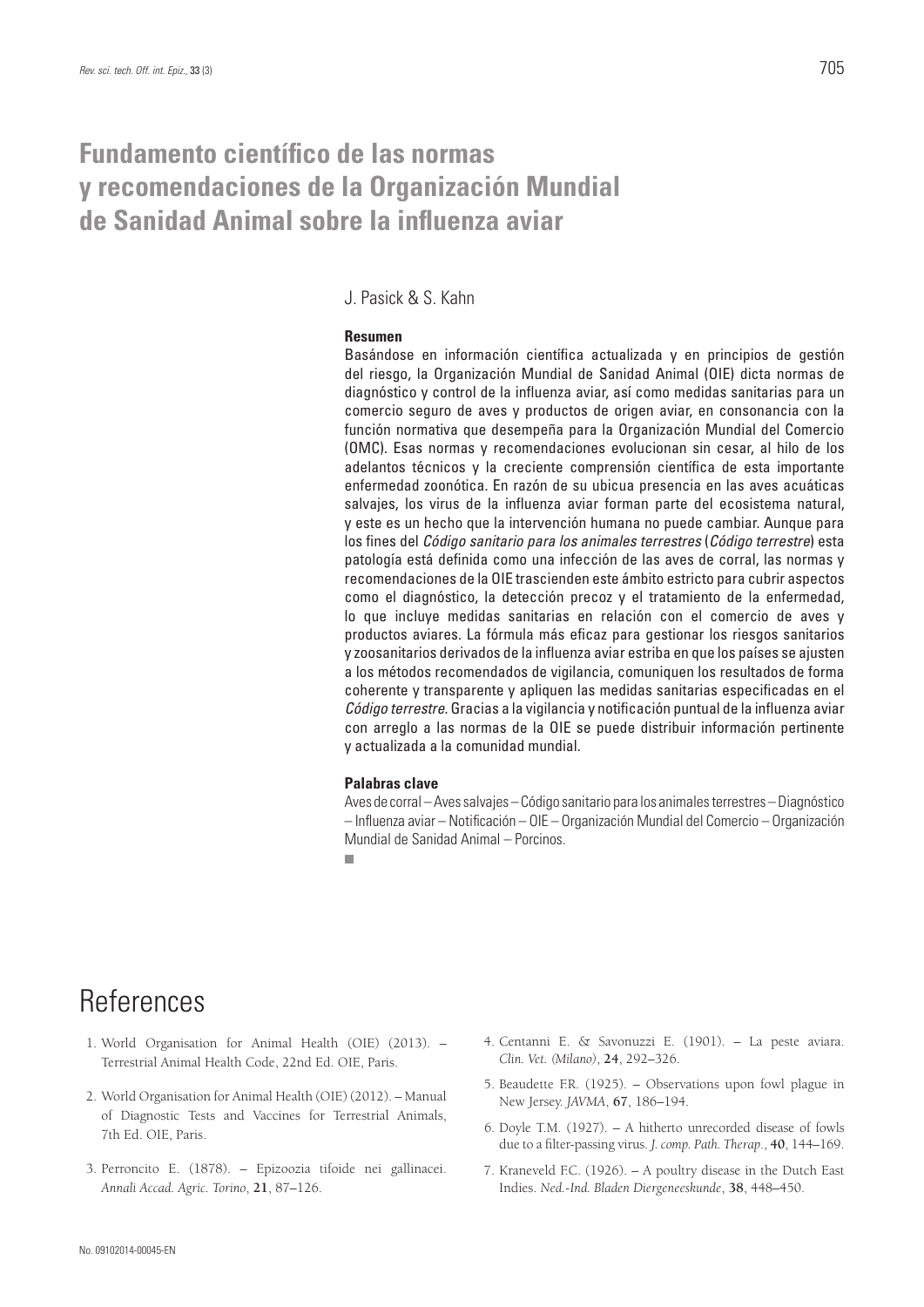# Fundamento científico de las normas y recomendaciones de la Organización Mundial de Sanidad Animal sobre la influenza aviar

J. Pasick & S. Kahn

### Resumen

Basándose en información científica actualizada y en principios de gestión del riesgo, la Organización Mundial de Sanidad Animal (OIE) dicta normas de diagnóstico y control de la influenza aviar, así como medidas sanitarias para un comercio seguro de aves y productos de origen aviar, en consonancia con la función normativa que desempeña para la Organización Mundial del Comercio (OMC). Esas normas y recomendaciones evolucionan sin cesar, al hilo de los adelantos técnicos y la creciente comprensión científica de esta importante enfermedad zoonótica. En razón de su ubicua presencia en las aves acuáticas salvajes, los virus de la influenza aviar forman parte del ecosistema natural, y este es un hecho que la intervención humana no puede cambiar. Aunque para los fines del *Código sanitario para los animales terrestres* (*Código terrestre*) esta patología está definida como una infección de las aves de corral, las normas y recomendaciones de la OIE trascienden este ámbito estricto para cubrir aspectos como el diagnóstico, la detección precoz y el tratamiento de la enfermedad, lo que incluye medidas sanitarias en relación con el comercio de aves y productos aviares. La fórmula más eficaz para gestionar los riesgos sanitarios y zoosanitarios derivados de la influenza aviar estriba en que los países se ajusten a los métodos recomendados de vigilancia, comuniquen los resultados de forma coherente y transparente y apliquen las medidas sanitarias especificadas en el *Código terrestre*. Gracias a la vigilancia y notificación puntual de la influenza aviar con arreglo a las normas de la OIE se puede distribuir información pertinente y actualizada a la comunidad mundial.

### Palabras clave

Aves de corral – Aves salvajes – Código sanitario para los animales terrestres – Diagnóstico – Influenza aviar – Notificación – OIE – Organización Mundial del Comercio – Organización Mundial de Sanidad Animal – Porcinos.

# References

1. World Organisation for Animal Health (OIE) (2013). – Terrestrial Animal Health Code, 22nd Ed. OIE, Paris.
2. World Organisation for Animal Health (OIE) (2012). – Manual of Diagnostic Tests and Vaccines for Terrestrial Animals, 7th Ed. OIE, Paris.
3. Perroncito E. (1878). – Epizoozia tifoide nei gallinacei. *Annali Accad. Agric. Torino*, **21**, 87–126.
4. Centanni E. & Savonuzzi E. (1901). – La peste aviara. *Clin. Vet. (Milano)*, **24**, 292–326.
5. Beaudette F.R. (1925). – Observations upon fowl plague in New Jersey. *JAVMA*, **67**, 186–194.
6. Doyle T.M. (1927). – A hitherto unrecorded disease of fowls due to a filter-passing virus. *J. comp. Path. Therap.*, **40**, 144–169.
7. Kraneveld F.C. (1926). – A poultry disease in the Dutch East Indies. *Ned.-Ind. Bladen Diergeneeskunde*, **38**, 448–450.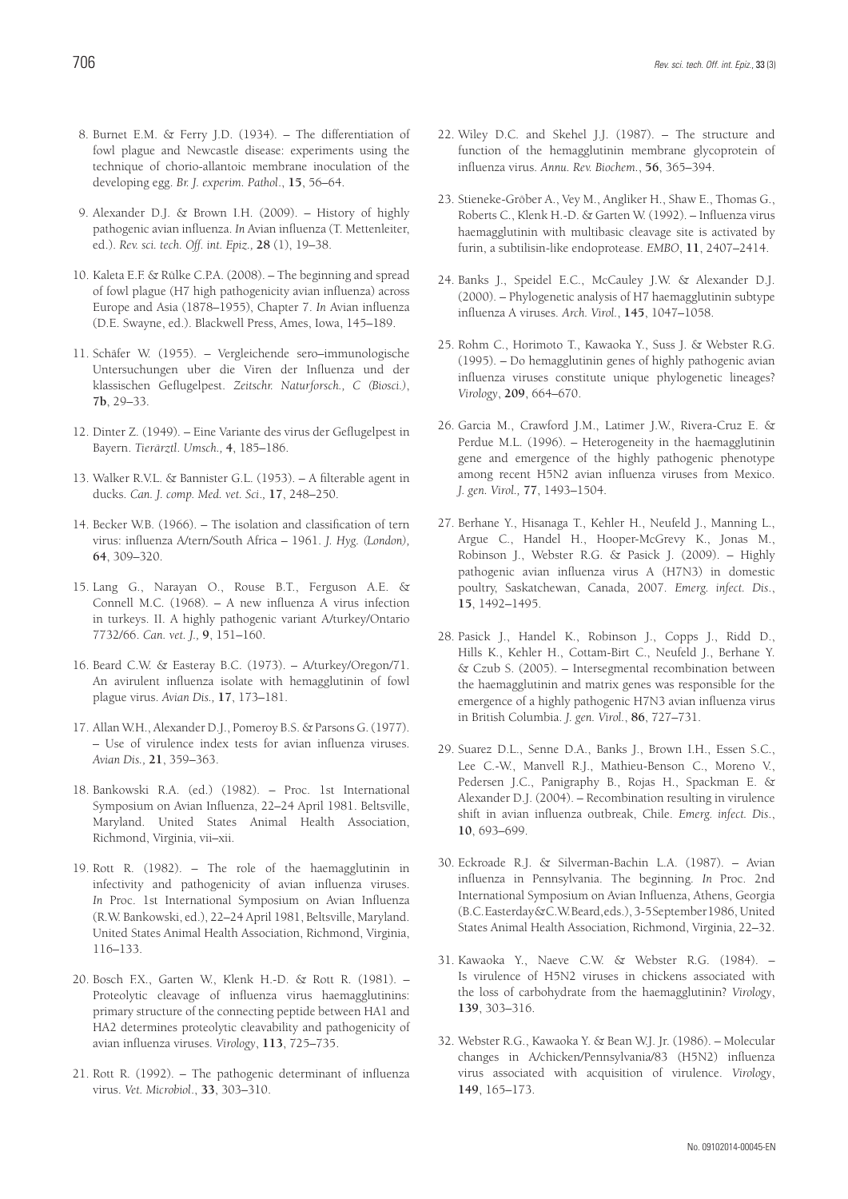8. Burnet E.M. & Ferry J.D. (1934). – The differentiation of fowl plague and Newcastle disease: experiments using the technique of chorio-allantoic membrane inoculation of the developing egg. *Br. J. experim. Pathol.*, **15**, 56–64.

9. Alexander D.J. & Brown I.H. (2009). – History of highly pathogenic avian influenza. *In* Avian influenza (T. Mettenleiter, ed.). *Rev. sci. tech. Off. int. Epiz.*, **28** (1), 19–38.

10. Kaleta E.F. & Rülke C.P.A. (2008). – The beginning and spread of fowl plague (H7 high pathogenicity avian influenza) across Europe and Asia (1878–1955), Chapter 7. *In* Avian influenza (D.E. Swayne, ed.). Blackwell Press, Ames, Iowa, 145–189.

11. Schäfer W. (1955). – Vergleichende sero–immunologische Untersuchungen uber die Viren der Influenza und der klassischen Geflugelpest. *Zeitschr. Naturforsch., C (Biosci.)*, **7b**, 29–33.

12. Dinter Z. (1949). – Eine Variante des virus der Geflugelpest in Bayern. *Tierärztl. Umsch.,* **4**, 185–186.

13. Walker R.V.L. & Bannister G.L. (1953). – A filterable agent in ducks. *Can. J. comp. Med. vet. Sci.*, **17**, 248–250.

14. Becker W.B. (1966). – The isolation and classification of tern virus: influenza A/tern/South Africa – 1961. *J. Hyg. (London)*, **64**, 309–322.

15. Lang G., Narayan O., Rouse B.T., Ferguson A.E. & Connell M.C. (1968). – A new influenza A virus infection in turkeys. II. A highly pathogenic variant A/turkey/Ontario 7732/66. *Can. vet. J.*, **9**, 151–160.

16. Beard C.W. & Easteray B.C. (1973). – A/turkey/Oregon/71. An avirulent influenza isolate with hemagglutinin of fowl plague virus. *Avian Dis.*, **17**, 173–181.

17. Allan W.H., Alexander D.J., Pomeroy B.S. & Parsons G. (1977). – Use of virulence index tests for avian influenza viruses. *Avian Dis.*, **21**, 359–363.

18. Bankowski R.A. (ed.) (1982). – Proc. 1st International Symposium on Avian Influenza, 22–24 April 1981. Beltsville, Maryland. United States Animal Health Association, Richmond, Virginia, vii–xii.

19. Rott R. (1982). – The role of the haemagglutinin in infectivity and pathogenicity of avian influenza viruses. *In* Proc. 1st International Symposium on Avian Influenza (R.W. Bankowski, ed.), 22–24 April 1981, Beltsville, Maryland. United States Animal Health Association, Richmond, Virginia, 116–133.

20. Bosch F.X., Garten W., Klenk H.-D. & Rott R. (1981). – Proteolytic cleavage of influenza virus haemagglutinins: primary structure of the connecting peptide between HA1 and HA2 determines proteolytic cleavability and pathogenicity of avian influenza viruses. *Virology*, **113**, 725–735.

21. Rott R. (1992). – The pathogenic determinant of influenza virus. *Vet. Microbiol.*, **33**, 303–310.

22. Wiley D.C. and Skehel J.J. (1987). – The structure and function of the hemagglutinin membrane glycoprotein of influenza virus. *Annu. Rev. Biochem.*, **56**, 365–394.

23. Stieneke-Gröber A., Vey M., Angliker H., Shaw E., Thomas G., Roberts C., Klenk H.-D. & Garten W. (1992). – Influenza virus haemagglutinin with multibasic cleavage site is activated by furin, a subtilisin-like endoprotease. *EMBO*, **11**, 2407–2414.

24. Banks J., Speidel E.C., McCauley J.W. & Alexander D.J. (2000). – Phylogenetic analysis of H7 haemagglutinin subtype influenza A viruses. *Arch. Virol.*, **145**, 1047–1058.

25. Rohm C., Horimoto T., Kawaoka Y., Suss J. & Webster R.G. (1995). – Do hemagglutinin genes of highly pathogenic avian influenza viruses constitute unique phylogenetic lineages? *Virology*, **209**, 664–670.

26. Garcia M., Crawford J.M., Latimer J.W., Rivera-Cruz E. & Perdue M.L. (1996). – Heterogeneity in the haemagglutinin gene and emergence of the highly pathogenic phenotype among recent H5N2 avian influenza viruses from Mexico. *J. gen. Virol.*, **77**, 1493–1504.

27. Berhane Y., Hisanaga T., Kehler H., Neufeld J., Manning L., Argue C., Handel H., Hooper-McGrevy K., Jonas M., Robinson J., Webster R.G. & Pasick J. (2009). – Highly pathogenic avian influenza virus A (H7N3) in domestic poultry, Saskatchewan, Canada, 2007. *Emerg. infect. Dis.*, **15**, 1492–1495.

28. Pasick J., Handel K., Robinson J., Copps J., Ridd D., Hills K., Kehler H., Cottam-Birt C., Neufeld J., Berhane Y. & Czub S. (2005). – Intersegmental recombination between the haemagglutinin and matrix genes was responsible for the emergence of a highly pathogenic H7N3 avian influenza virus in British Columbia. *J. gen. Virol.*, **86**, 727–731.

29. Suarez D.L., Senne D.A., Banks J., Brown I.H., Essen S.C., Lee C.-W., Manvell R.J., Mathieu-Benson C., Moreno V., Pedersen J.C., Panigraphy B., Rojas H., Spackman E. & Alexander D.J. (2004). – Recombination resulting in virulence shift in avian influenza outbreak, Chile. *Emerg. infect. Dis.*, **10**, 693–699.

30. Eckroade R.J. & Silverman-Bachin L.A. (1987). – Avian influenza in Pennsylvania. The beginning. *In* Proc. 2nd International Symposium on Avian Influenza, Athens, Georgia (B.C. Easterday & C.W. Beard, eds.), 3-5 September 1986, United States Animal Health Association, Richmond, Virginia, 22–32.

31. Kawaoka Y., Naeve C.W. & Webster R.G. (1984). – Is virulence of H5N2 viruses in chickens associated with the loss of carbohydrate from the haemagglutinin? *Virology*, **139**, 303–316.

32. Webster R.G., Kawaoka Y. & Bean W.J. Jr. (1986). – Molecular changes in A/chicken/Pennsylvania/83 (H5N2) influenza virus associated with acquisition of virulence. *Virology*, **149**, 165–173.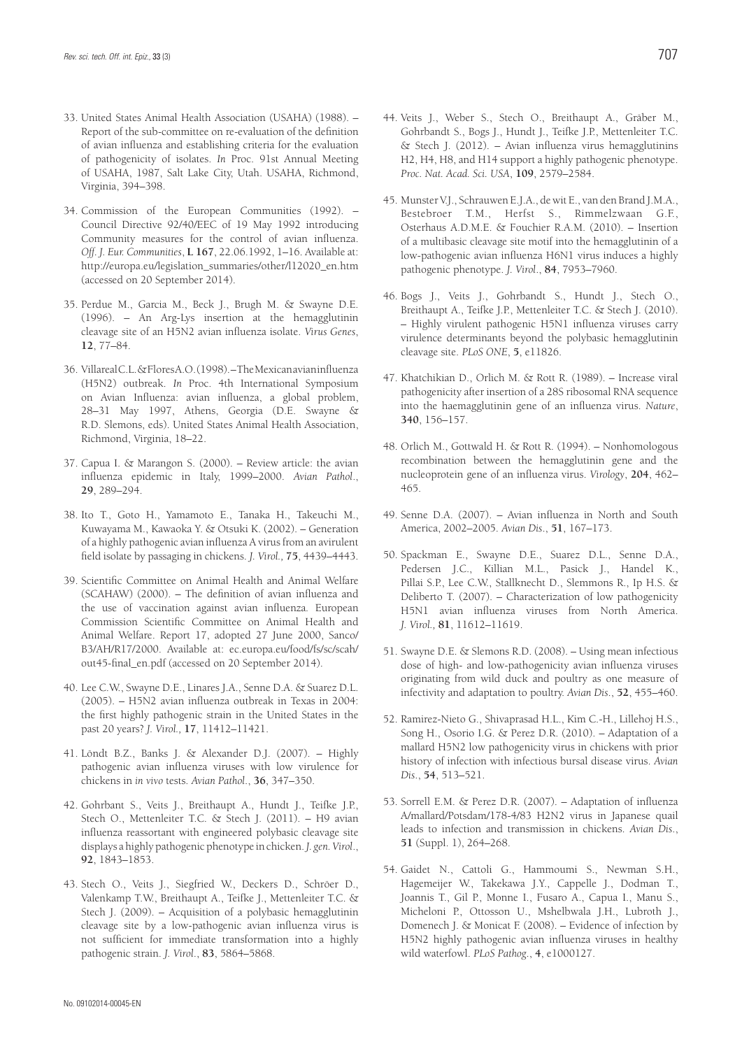33. United States Animal Health Association (USAHA) (1988). – Report of the sub-committee on re-evaluation of the definition of avian influenza and establishing criteria for the evaluation of pathogenicity of isolates. *In* Proc. 91st Annual Meeting of USAHA, 1987, Salt Lake City, Utah. USAHA, Richmond, Virginia, 394–398.

34. Commission of the European Communities (1992). – Council Directive 92/40/EEC of 19 May 1992 introducing Community measures for the control of avian influenza. *Off. J. Eur. Communities*, **L 167**, 22.06.1992, 1–16. Available at: http://europa.eu/legislation_summaries/other/l12020_en.htm (accessed on 20 September 2014).

35. Perdue M., Garcia M., Beck J., Brugh M. & Swayne D.E. (1996). – An Arg-Lys insertion at the hemagglutinin cleavage site of an H5N2 avian influenza isolate. *Virus Genes*, **12**, 77–84.

36. Villareal C.L. & Flores A.O. (1998). – The Mexican avian influenza (H5N2) outbreak. *In* Proc. 4th International Symposium on Avian Influenza: avian influenza, a global problem, 28–31 May 1997, Athens, Georgia (D.E. Swayne & R.D. Slemons, eds). United States Animal Health Association, Richmond, Virginia, 18–22.

37. Capua I. & Marangon S. (2000). – Review article: the avian influenza epidemic in Italy, 1999–2000. *Avian Pathol.*, **29**, 289–294.

38. Ito T., Goto H., Yamamoto E., Tanaka H., Takeuchi M., Kuwayama M., Kawaoka Y. & Otsuki K. (2002). – Generation of a highly pathogenic avian influenza A virus from an avirulent field isolate by passaging in chickens. *J. Virol.*, **75**, 4439–4443.

39. Scientific Committee on Animal Health and Animal Welfare (SCAHAW) (2000). – The definition of avian influenza and the use of vaccination against avian influenza. European Commission Scientific Committee on Animal Health and Animal Welfare. Report 17, adopted 27 June 2000, Sanco/B3/AH/R17/2000. Available at: ec.europa.eu/food/fs/sc/scah/out45-final_en.pdf (accessed on 20 September 2014).

40. Lee C.W., Swayne D.E., Linares J.A., Senne D.A. & Suarez D.L. (2005). – H5N2 avian influenza outbreak in Texas in 2004: the first highly pathogenic strain in the United States in the past 20 years? *J. Virol.*, **17**, 11412–11421.

41. Löndt B.Z., Banks J. & Alexander D.J. (2007). – Highly pathogenic avian influenza viruses with low virulence for chickens in *in vivo* tests. *Avian Pathol.*, **36**, 347–350.

42. Gohrbant S., Veits J., Breithaupt A., Hundt J., Teifke J.P., Stech O., Mettenleiter T.C. & Stech J. (2011). – H9 avian influenza reassortant with engineered polybasic cleavage site displays a highly pathogenic phenotype in chicken. *J. gen. Virol.*, **92**, 1843–1853.

43. Stech O., Veits J., Siegfried W., Deckers D., Schröer D., Valenkamp T.W., Breithaupt A., Teifke J., Mettenleiter T.C. & Stech J. (2009). – Acquisition of a polybasic hemagglutinin cleavage site by a low-pathogenic avian influenza virus is not sufficient for immediate transformation into a highly pathogenic strain. *J. Virol.*, **83**, 5864–5868.

44. Veits J., Weber S., Stech O., Breithaupt A., Gräber M., Gohrbandt S., Bogs J., Hundt J., Teifke J.P., Mettenleiter T.C. & Stech J. (2012). – Avian influenza virus hemagglutinins H2, H4, H8, and H14 support a highly pathogenic phenotype. *Proc. Nat. Acad. Sci. USA*, **109**, 2579–2584.

45. Munster V.J., Schrauwen E.J.A., de wit E., van den Brand J.M.A., Bestebroer T.M., Herfst S., Rimmelzwaan G.F., Osterhaus A.D.M.E. & Fouchier R.A.M. (2010). – Insertion of a multibasic cleavage site motif into the hemagglutinin of a low-pathogenic avian influenza H6N1 virus induces a highly pathogenic phenotype. *J. Virol.*, **84**, 7953–7960.

46. Bogs J., Veits J., Gohrbandt S., Hundt J., Stech O., Breithaupt A., Teifke J.P., Mettenleiter T.C. & Stech J. (2010). – Highly virulent pathogenic H5N1 influenza viruses carry virulence determinants beyond the polybasic hemagglutinin cleavage site. *PLoS ONE*, **5**, e11826.

47. Khatchikian D., Orlich M. & Rott R. (1989). – Increase viral pathogenicity after insertion of a 28S ribosomal RNA sequence into the haemagglutinin gene of an influenza virus. *Nature*, **340**, 156–157.

48. Orlich M., Gottwald H. & Rott R. (1994). – Nonhomologous recombination between the hemagglutinin gene and the nucleoprotein gene of an influenza virus. *Virology*, **204**, 462–465.

49. Senne D.A. (2007). – Avian influenza in North and South America, 2002–2005. *Avian Dis.*, **51**, 167–173.

50. Spackman E., Swayne D.E., Suarez D.L., Senne D.A., Pedersen J.C., Killian M.L., Pasick J., Handel K., Pillai S.P., Lee C.W., Stallknecht D., Slemmons R., Ip H.S. & Deliberto T. (2007). – Characterization of low pathogenicity H5N1 avian influenza viruses from North America. *J. Virol.*, **81**, 11612–11619.

51. Swayne D.E. & Slemons R.D. (2008). – Using mean infectious dose of high- and low-pathogenicity avian influenza viruses originating from wild duck and poultry as one measure of infectivity and adaptation to poultry. *Avian Dis.*, **52**, 455–460.

52. Ramirez-Nieto G., Shivaprasad H.L., Kim C.-H., Lillehoj H.S., Song H., Osorio I.G. & Perez D.R. (2010). – Adaptation of a mallard H5N2 low pathogenicity virus in chickens with prior history of infection with infectious bursal disease virus. *Avian Dis.*, **54**, 513–521.

53. Sorrell E.M. & Perez D.R. (2007). – Adaptation of influenza A/mallard/Potsdam/178-4/83 H2N2 virus in Japanese quail leads to infection and transmission in chickens. *Avian Dis.*, **51** (Suppl. 1), 264–268.

54. Gaidet N., Cattoli G., Hammoumi S., Newman S.H., Hagemeijer W., Takekawa J.Y., Cappelle J., Dodman T., Joannis T., Gil P., Monne I., Fusaro A., Capua I., Manu S., Micheloni P., Ottosson U., Mshelbwala J.H., Lubroth J., Domenech J. & Monicat F. (2008). – Evidence of infection by H5N2 highly pathogenic avian influenza viruses in healthy wild waterfowl. *PLoS Pathog.*, **4**, e1000127.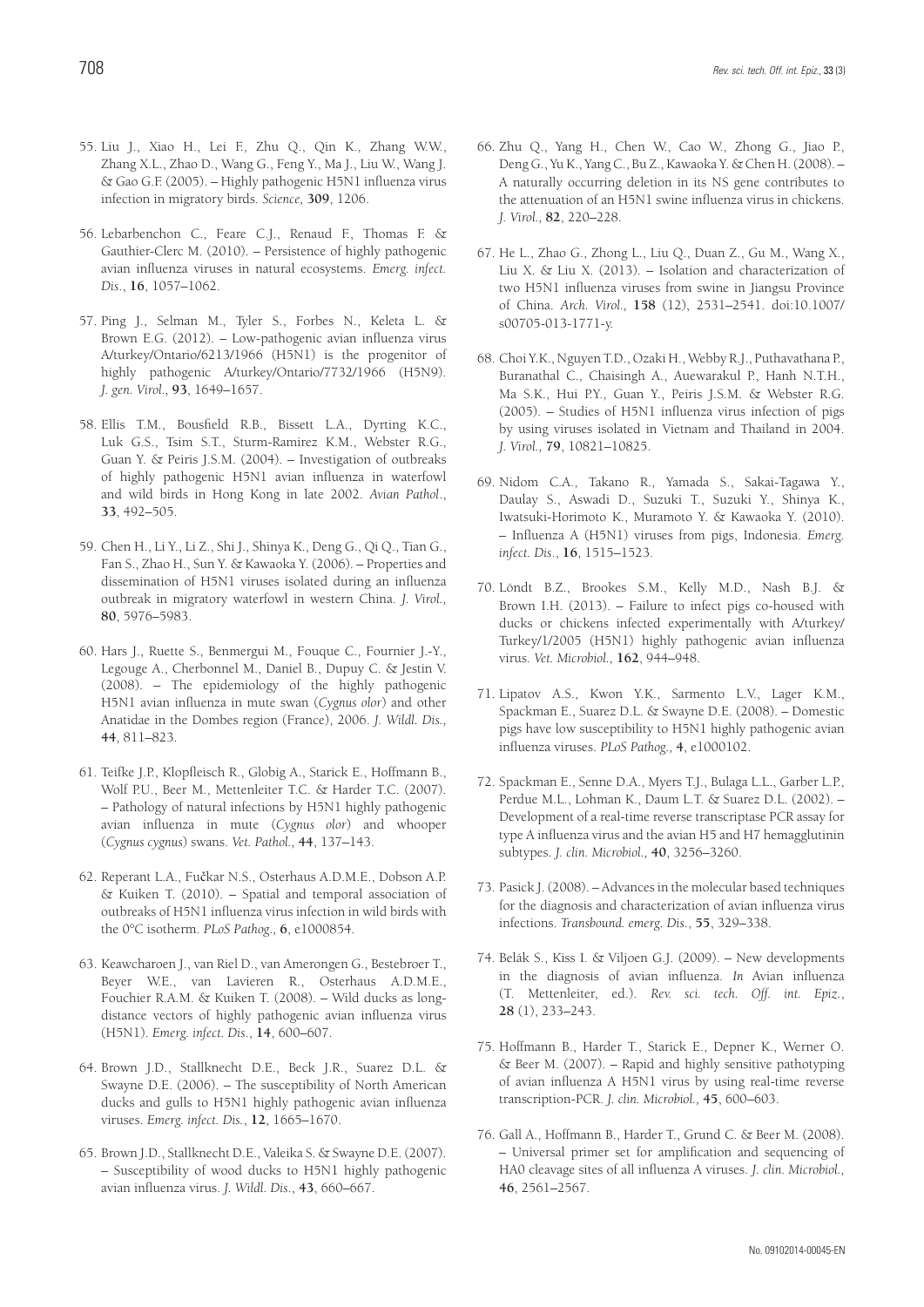55. Liu J., Xiao H., Lei F., Zhu Q., Qin K., Zhang W.W., Zhang X.L., Zhao D., Wang G., Feng Y., Ma J., Liu W., Wang J. & Gao G.F. (2005). – Highly pathogenic H5N1 influenza virus infection in migratory birds. *Science,* **309**, 1206.

56. Lebarbenchon C., Feare C.J., Renaud F., Thomas F. & Gauthier-Clerc M. (2010). – Persistence of highly pathogenic avian influenza viruses in natural ecosystems. *Emerg. infect. Dis.*, **16**, 1057–1062.

57. Ping J., Selman M., Tyler S., Forbes N., Keleta L. & Brown E.G. (2012). – Low-pathogenic avian influenza virus A/turkey/Ontario/6213/1966 (H5N1) is the progenitor of highly pathogenic A/turkey/Ontario/7732/1966 (H5N9). *J. gen. Virol.,* **93**, 1649–1657.

58. Ellis T.M., Bousfield R.B., Bissett L.A., Dyrting K.C., Luk G.S., Tsim S.T., Sturm-Ramirez K.M., Webster R.G., Guan Y. & Peiris J.S.M. (2004). – Investigation of outbreaks of highly pathogenic H5N1 avian influenza in waterfowl and wild birds in Hong Kong in late 2002. *Avian Pathol.*, **33**, 492–505.

59. Chen H., Li Y., Li Z., Shi J., Shinya K., Deng G., Qi Q., Tian G., Fan S., Zhao H., Sun Y. & Kawaoka Y. (2006). – Properties and dissemination of H5N1 viruses isolated during an influenza outbreak in migratory waterfowl in western China. *J. Virol.,* **80**, 5976–5983.

60. Hars J., Ruette S., Benmergui M., Fouque C., Fournier J.-Y., Legouge A., Cherbonnel M., Daniel B., Dupuy C. & Jestin V. (2008). – The epidemiology of the highly pathogenic H5N1 avian influenza in mute swan (*Cygnus olor*) and other Anatidae in the Dombes region (France), 2006. *J. Wildl. Dis.,* **44**, 811–823.

61. Teifke J.P., Klopfleisch R., Globig A., Starick E., Hoffmann B., Wolf P.U., Beer M., Mettenleiter T.C. & Harder T.C. (2007). – Pathology of natural infections by H5N1 highly pathogenic avian influenza in mute (*Cygnus olor*) and whooper (*Cygnus cygnus*) swans. *Vet. Pathol.,* **44**, 137–143.

62. Reperant L.A., Fučkar N.S., Osterhaus A.D.M.E., Dobson A.P. & Kuiken T. (2010). – Spatial and temporal association of outbreaks of H5N1 influenza virus infection in wild birds with the 0°C isotherm. *PLoS Pathog.,* **6**, e1000854.

63. Keawcharoen J., van Riel D., van Amerongen G., Bestebroer T., Beyer W.E., van Lavieren R., Osterhaus A.D.M.E., Fouchier R.A.M. & Kuiken T. (2008). – Wild ducks as long-distance vectors of highly pathogenic avian influenza virus (H5N1). *Emerg. infect. Dis.*, **14**, 600–607.

64. Brown J.D., Stallknecht D.E., Beck J.R., Suarez D.L. & Swayne D.E. (2006). – The susceptibility of North American ducks and gulls to H5N1 highly pathogenic avian influenza viruses. *Emerg. infect. Dis.*, **12**, 1665–1670.

65. Brown J.D., Stallknecht D.E., Valeika S. & Swayne D.E. (2007). – Susceptibility of wood ducks to H5N1 highly pathogenic avian influenza virus. *J. Wildl. Dis.*, **43**, 660–667.

66. Zhu Q., Yang H., Chen W., Cao W., Zhong G., Jiao P., Deng G., Yu K., Yang C., Bu Z., Kawaoka Y. & Chen H. (2008). – A naturally occurring deletion in its NS gene contributes to the attenuation of an H5N1 swine influenza virus in chickens. *J. Virol.,* **82**, 220–228.

67. He L., Zhao G., Zhong L., Liu Q., Duan Z., Gu M., Wang X., Liu X. & Liu X. (2013). – Isolation and characterization of two H5N1 influenza viruses from swine in Jiangsu Province of China. *Arch. Virol.,* **158** (12), 2531–2541. doi:10.1007/s00705-013-1771-y.

68. Choi Y.K., Nguyen T.D., Ozaki H., Webby R.J., Puthavathana P., Buranathal C., Chaisingh A., Auewarakul P., Hanh N.T.H., Ma S.K., Hui P.Y., Guan Y., Peiris J.S.M. & Webster R.G. (2005). – Studies of H5N1 influenza virus infection of pigs by using viruses isolated in Vietnam and Thailand in 2004. *J. Virol.,* **79**, 10821–10825.

69. Nidom C.A., Takano R., Yamada S., Sakai-Tagawa Y., Daulay S., Aswadi D., Suzuki T., Suzuki Y., Shinya K., Iwatsuki-Horimoto K., Muramoto Y. & Kawaoka Y. (2010). – Influenza A (H5N1) viruses from pigs, Indonesia. *Emerg. infect. Dis.*, **16**, 1515–1523.

70. Löndt B.Z., Brookes S.M., Kelly M.D., Nash B.J. & Brown I.H. (2013). – Failure to infect pigs co-housed with ducks or chickens infected experimentally with A/turkey/Turkey/1/2005 (H5N1) highly pathogenic avian influenza virus. *Vet. Microbiol.,* **162**, 944–948.

71. Lipatov A.S., Kwon Y.K., Sarmento L.V., Lager K.M., Spackman E., Suarez D.L. & Swayne D.E. (2008). – Domestic pigs have low susceptibility to H5N1 highly pathogenic avian influenza viruses. *PLoS Pathog.,* **4**, e1000102.

72. Spackman E., Senne D.A., Myers T.J., Bulaga L.L., Garber L.P., Perdue M.L., Lohman K., Daum L.T. & Suarez D.L. (2002). – Development of a real-time reverse transcriptase PCR assay for type A influenza virus and the avian H5 and H7 hemagglutinin subtypes. *J. clin. Microbiol.,* **40**, 3256–3260.

73. Pasick J. (2008). – Advances in the molecular based techniques for the diagnosis and characterization of avian influenza virus infections. *Transbound. emerg. Dis.*, **55**, 329–338.

74. Belák S., Kiss I. & Viljoen G.J. (2009). – New developments in the diagnosis of avian influenza. *In* Avian influenza (T. Mettenleiter, ed.). *Rev. sci. tech. Off. int. Epiz.*, **28** (1), 233–243.

75. Hoffmann B., Harder T., Starick E., Depner K., Werner O. & Beer M. (2007). – Rapid and highly sensitive pathotyping of avian influenza A H5N1 virus by using real-time reverse transcription-PCR. *J. clin. Microbiol.,* **45**, 600–603.

76. Gall A., Hoffmann B., Harder T., Grund C. & Beer M. (2008). – Universal primer set for amplification and sequencing of HA0 cleavage sites of all influenza A viruses. *J. clin. Microbiol.,* **46**, 2561–2567.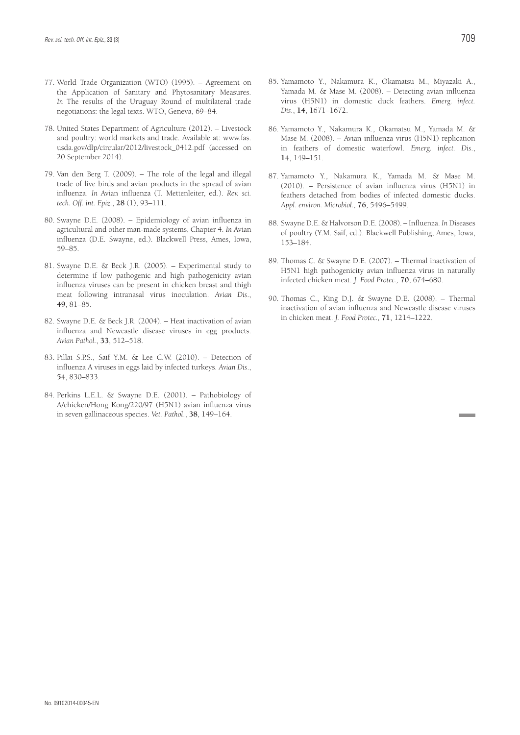77. World Trade Organization (WTO) (1995). – Agreement on the Application of Sanitary and Phytosanitary Measures. *In* The results of the Uruguay Round of multilateral trade negotiations: the legal texts. WTO, Geneva, 69–84.

78. United States Department of Agriculture (2012). – Livestock and poultry: world markets and trade. Available at: www.fas.usda.gov/dlp/circular/2012/livestock_0412.pdf (accessed on 20 September 2014).

79. Van den Berg T. (2009). – The role of the legal and illegal trade of live birds and avian products in the spread of avian influenza. *In* Avian influenza (T. Mettenleiter, ed.). *Rev. sci. tech. Off. int. Epiz.*, **28** (1), 93–111.

80. Swayne D.E. (2008). – Epidemiology of avian influenza in agricultural and other man-made systems, Chapter 4. *In* Avian influenza (D.E. Swayne, ed.). Blackwell Press, Ames, Iowa, 59–85.

81. Swayne D.E. & Beck J.R. (2005). – Experimental study to determine if low pathogenic and high pathogenicity avian influenza viruses can be present in chicken breast and thigh meat following intranasal virus inoculation. *Avian Dis.*, **49**, 81–85.

82. Swayne D.E. & Beck J.R. (2004). – Heat inactivation of avian influenza and Newcastle disease viruses in egg products. *Avian Pathol.*, **33**, 512–518.

83. Pillai S.P.S., Saif Y.M. & Lee C.W. (2010). – Detection of influenza A viruses in eggs laid by infected turkeys. *Avian Dis.*, **54**, 830–833.

84. Perkins L.E.L. & Swayne D.E. (2001). – Pathobiology of A/chicken/Hong Kong/220/97 (H5N1) avian influenza virus in seven gallinaceous species. *Vet. Pathol.*, **38**, 149–164.

85. Yamamoto Y., Nakamura K., Okamatsu M., Miyazaki A., Yamada M. & Mase M. (2008). – Detecting avian influenza virus (H5N1) in domestic duck feathers. *Emerg. infect. Dis.*, **14**, 1671–1672.

86. Yamamoto Y., Nakamura K., Okamatsu M., Yamada M. & Mase M. (2008). – Avian influenza virus (H5N1) replication in feathers of domestic waterfowl. *Emerg. infect. Dis.*, **14**, 149–151.

87. Yamamoto Y., Nakamura K., Yamada M. & Mase M. (2010). – Persistence of avian influenza virus (H5N1) in feathers detached from bodies of infected domestic ducks. *Appl. environ. Microbiol.*, **76**, 5496–5499.

88. Swayne D.E. & Halvorson D.E. (2008). – Influenza. *In* Diseases of poultry (Y.M. Saif, ed.). Blackwell Publishing, Ames, Iowa, 153–184.

89. Thomas C. & Swayne D.E. (2007). – Thermal inactivation of H5N1 high pathogenicity avian influenza virus in naturally infected chicken meat. *J. Food Protec.*, **70**, 674–680.

90. Thomas C., King D.J. & Swayne D.E. (2008). – Thermal inactivation of avian influenza and Newcastle disease viruses in chicken meat. *J. Food Protec.*, **71**, 1214–1222.